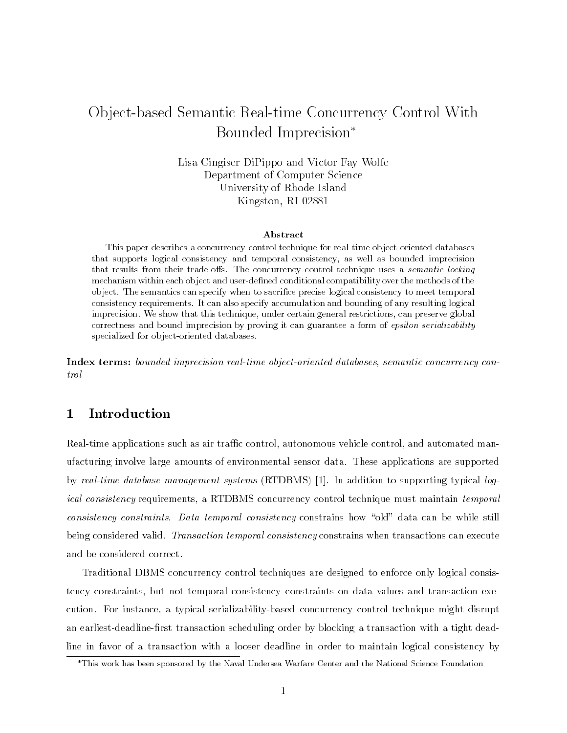# Object-based Semantic Real-time Concurrency Control With Bounded Imprecision*

Lisa Cingiser DiPippo and Victor Fay Wolfe
Department of Computer Science
University of Rhode Island
Kingston, RI 02881

### Abstract

This paper describes a concurrency control technique for real-time object-oriented databases that supports logical consistency and temporal consistency, as well as bounded imprecision that results from their trade-offs. The concurrency control technique uses a *semantic locking* mechanism within each object and user-defined conditional compatibility over the methods of the object. The semantics can specify when to sacrifice precise logical consistency to meet temporal consistency requirements. It can also specify accumulation and bounding of any resulting logical imprecision. We show that this technique, under certain general restrictions, can preserve global correctness and bound imprecision by proving it can guarantee a form of *epsilon serializability* specialized for object-oriented databases.

**Index terms:** *bounded imprecision real-time object-oriented databases, semantic concurrency control*

## 1 Introduction

Real-time applications such as air traffic control, autonomous vehicle control, and automated manufacturing involve large amounts of environmental sensor data. These applications are supported by *real-time database management systems* (RTDBMS) [1]. In addition to supporting typical *logical consistency* requirements, a RTDBMS concurrency control technique must maintain *temporal consistency constraints*. *Data temporal consistency* constrains how "old" data can be while still being considered valid. *Transaction temporal consistency* constrains when transactions can execute and be considered correct.

Traditional DBMS concurrency control techniques are designed to enforce only logical consistency constraints, but not temporal consistency constraints on data values and transaction execution. For instance, a typical serializability-based concurrency control technique might disrupt an earliest-deadline-first transaction scheduling order by blocking a transaction with a tight deadline in favor of a transaction with a looser deadline in order to maintain logical consistency by

*This work has been sponsored by the Naval Undersea Warfare Center and the National Science Foundation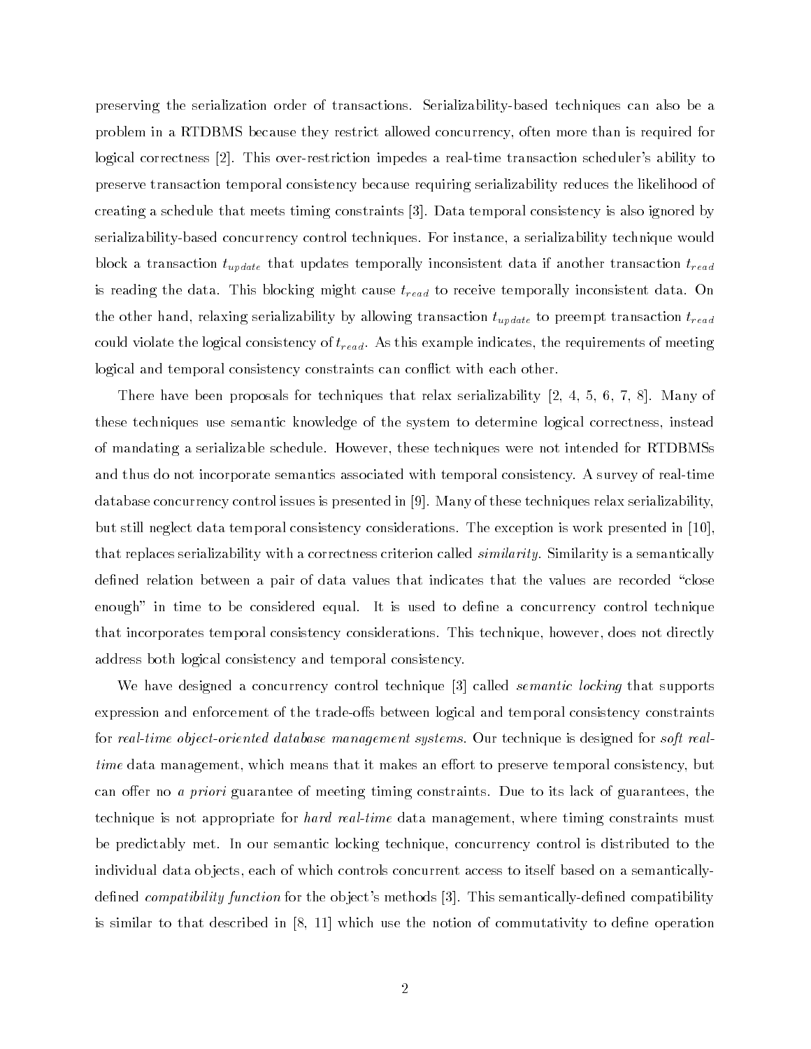preserving the serialization order of transactions. Serializability-based techniques can also be a problem in a RTDBMS because they restrict allowed concurrency, often more than is required for logical correctness [2]. This over-restriction impedes a real-time transaction scheduler's ability to preserve transaction temporal consistency because requiring serializability reduces the likelihood of creating a schedule that meets timing constraints [3]. Data temporal consistency is also ignored by serializability-based concurrency control techniques. For instance, a serializability technique would block a transaction $t_{update}$ that updates temporally inconsistent data if another transaction $t_{read}$ is reading the data. This blocking might cause $t_{read}$ to receive temporally inconsistent data. On the other hand, relaxing serializability by allowing transaction $t_{update}$ to preempt transaction $t_{read}$ could violate the logical consistency of $t_{read}$. As this example indicates, the requirements of meeting logical and temporal consistency constraints can conflict with each other.

There have been proposals for techniques that relax serializability [2, 4, 5, 6, 7, 8]. Many of these techniques use semantic knowledge of the system to determine logical correctness, instead of mandating a serializable schedule. However, these techniques were not intended for RTDBMSs and thus do not incorporate semantics associated with temporal consistency. A survey of real-time database concurrency control issues is presented in [9]. Many of these techniques relax serializability, but still neglect data temporal consistency considerations. The exception is work presented in [10], that replaces serializability with a correctness criterion called *similarity*. Similarity is a semantically defined relation between a pair of data values that indicates that the values are recorded "close enough" in time to be considered equal. It is used to define a concurrency control technique that incorporates temporal consistency considerations. This technique, however, does not directly address both logical consistency and temporal consistency.

We have designed a concurrency control technique [3] called *semantic locking* that supports expression and enforcement of the trade-offs between logical and temporal consistency constraints for *real-time object-oriented database management systems*. Our technique is designed for *soft real-time* data management, which means that it makes an effort to preserve temporal consistency, but can offer no *a priori* guarantee of meeting timing constraints. Due to its lack of guarantees, the technique is not appropriate for *hard real-time* data management, where timing constraints must be predictably met. In our semantic locking technique, concurrency control is distributed to the individual data objects, each of which controls concurrent access to itself based on a semantically-defined *compatibility function* for the object's methods [3]. This semantically-defined compatibility is similar to that described in [8, 11] which use the notion of commutativity to define operation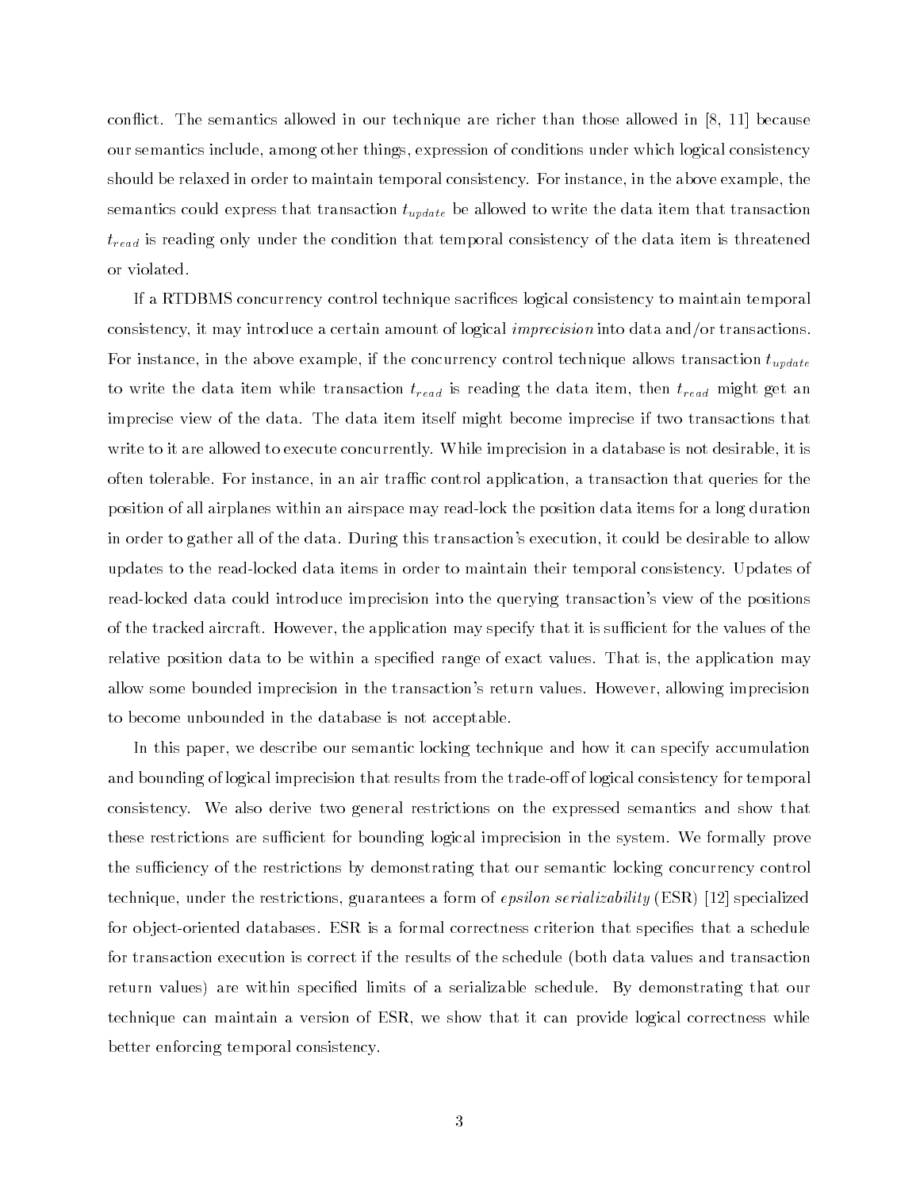conflict. The semantics allowed in our technique are richer than those allowed in [8, 11] because our semantics include, among other things, expression of conditions under which logical consistency should be relaxed in order to maintain temporal consistency. For instance, in the above example, the semantics could express that transaction $t_{update}$ be allowed to write the data item that transaction $t_{read}$ is reading only under the condition that temporal consistency of the data item is threatened or violated.

If a RTDBMS concurrency control technique sacrifices logical consistency to maintain temporal consistency, it may introduce a certain amount of logical *imprecision* into data and/or transactions. For instance, in the above example, if the concurrency control technique allows transaction $t_{update}$ to write the data item while transaction $t_{read}$ is reading the data item, then $t_{read}$ might get an imprecise view of the data. The data item itself might become imprecise if two transactions that write to it are allowed to execute concurrently. While imprecision in a database is not desirable, it is often tolerable. For instance, in an air traffic control application, a transaction that queries for the position of all airplanes within an airspace may read-lock the position data items for a long duration in order to gather all of the data. During this transaction's execution, it could be desirable to allow updates to the read-locked data items in order to maintain their temporal consistency. Updates of read-locked data could introduce imprecision into the querying transaction's view of the positions of the tracked aircraft. However, the application may specify that it is sufficient for the values of the relative position data to be within a specified range of exact values. That is, the application may allow some bounded imprecision in the transaction's return values. However, allowing imprecision to become unbounded in the database is not acceptable.

In this paper, we describe our semantic locking technique and how it can specify accumulation and bounding of logical imprecision that results from the trade-off of logical consistency for temporal consistency. We also derive two general restrictions on the expressed semantics and show that these restrictions are sufficient for bounding logical imprecision in the system. We formally prove the sufficiency of the restrictions by demonstrating that our semantic locking concurrency control technique, under the restrictions, guarantees a form of *epsilon serializability* (ESR) [12] specialized for object-oriented databases. ESR is a formal correctness criterion that specifies that a schedule for transaction execution is correct if the results of the schedule (both data values and transaction return values) are within specified limits of a serializable schedule. By demonstrating that our technique can maintain a version of ESR, we show that it can provide logical correctness while better enforcing temporal consistency.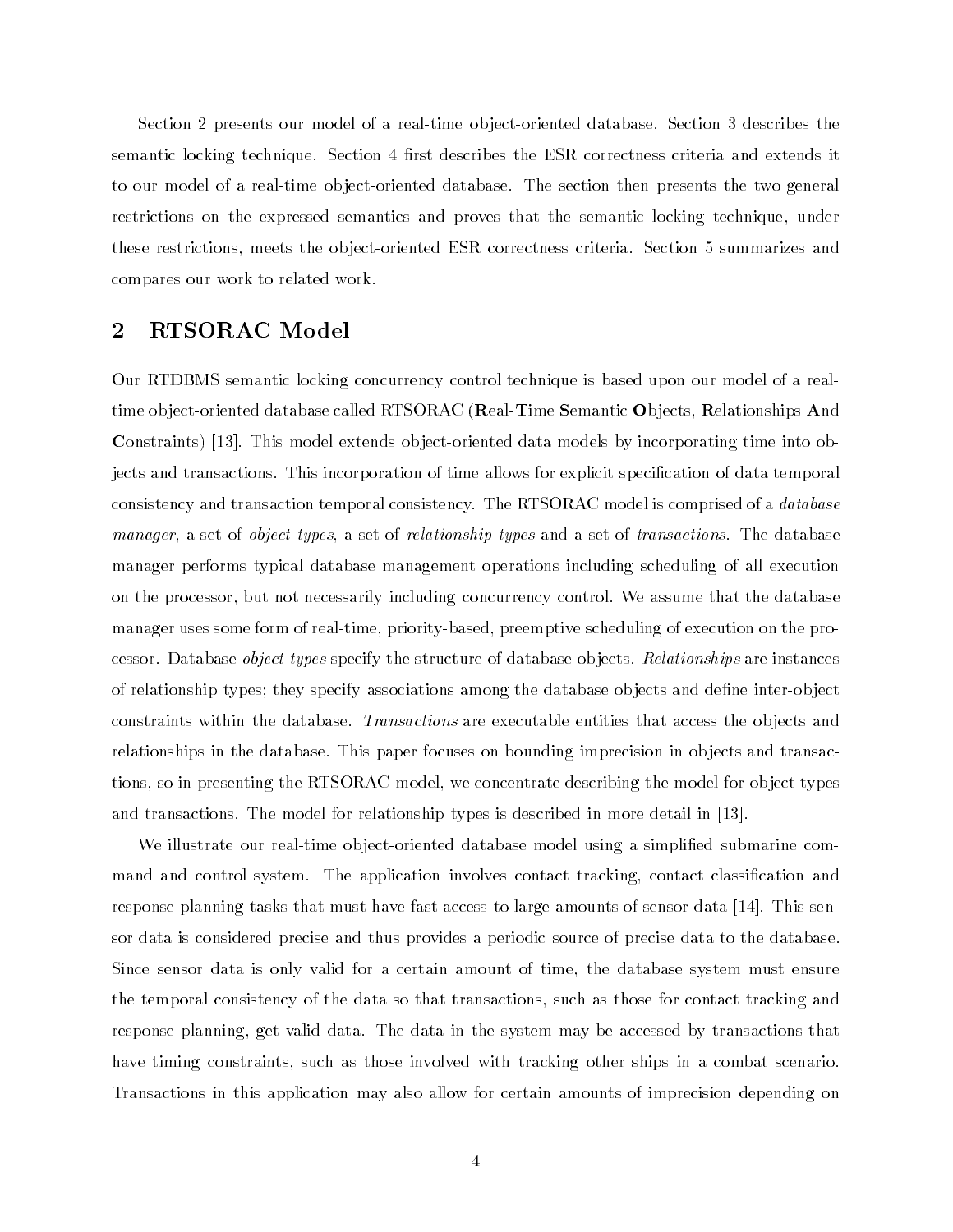Section 2 presents our model of a real-time object-oriented database. Section 3 describes the semantic locking technique. Section 4 first describes the ESR correctness criteria and extends it to our model of a real-time object-oriented database. The section then presents the two general restrictions on the expressed semantics and proves that the semantic locking technique, under these restrictions, meets the object-oriented ESR correctness criteria. Section 5 summarizes and compares our work to related work.

## 2 RTSORAC Model

Our RTDBMS semantic locking concurrency control technique is based upon our model of a real-time object-oriented database called RTSORAC (**R**eal-**T**ime **S**emantic **O**bjects, **R**elationships **A**nd **C**onstraints) [13]. This model extends object-oriented data models by incorporating time into objects and transactions. This incorporation of time allows for explicit specification of data temporal consistency and transaction temporal consistency. The RTSORAC model is comprised of a *database manager*, a set of *object types*, a set of *relationship types* and a set of *transactions*. The database manager performs typical database management operations including scheduling of all execution on the processor, but not necessarily including concurrency control. We assume that the database manager uses some form of real-time, priority-based, preemptive scheduling of execution on the processor. Database *object types* specify the structure of database objects. *Relationships* are instances of relationship types; they specify associations among the database objects and define inter-object constraints within the database. *Transactions* are executable entities that access the objects and relationships in the database. This paper focuses on bounding imprecision in objects and transactions, so in presenting the RTSORAC model, we concentrate describing the model for object types and transactions. The model for relationship types is described in more detail in [13].

We illustrate our real-time object-oriented database model using a simplified submarine command and control system. The application involves contact tracking, contact classification and response planning tasks that must have fast access to large amounts of sensor data [14]. This sensor data is considered precise and thus provides a periodic source of precise data to the database. Since sensor data is only valid for a certain amount of time, the database system must ensure the temporal consistency of the data so that transactions, such as those for contact tracking and response planning, get valid data. The data in the system may be accessed by transactions that have timing constraints, such as those involved with tracking other ships in a combat scenario. Transactions in this application may also allow for certain amounts of imprecision depending on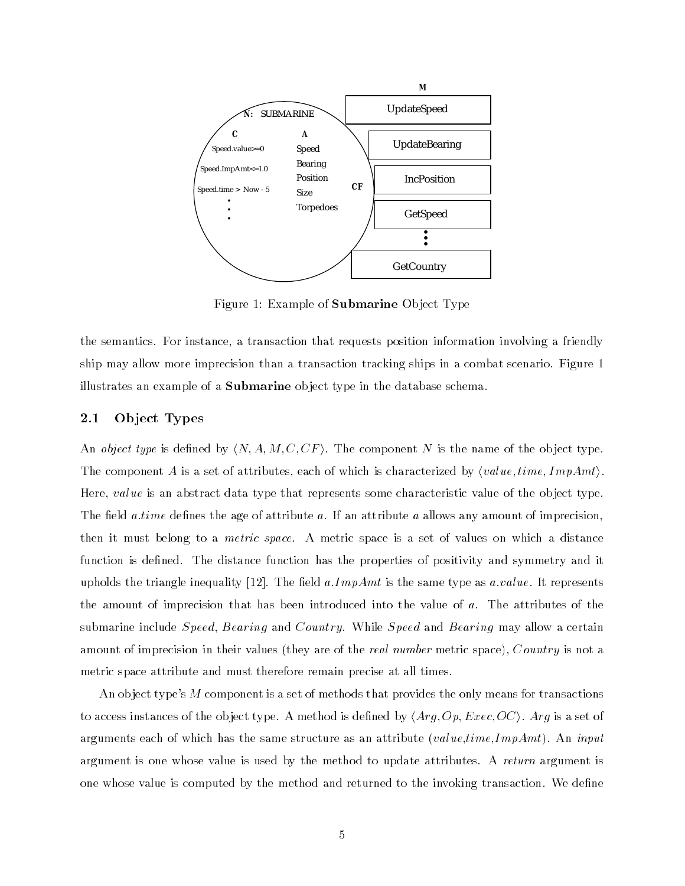Figure 1: Example of **Submarine** Object Type

the semantics. For instance, a transaction that requests position information involving a friendly ship may allow more imprecision than a transaction tracking ships in a combat scenario. Figure 1 illustrates an example of a **Submarine** object type in the database schema.

## 2.1 Object Types

An *object type* is defined by $\langle N, A, M, C, CF \rangle$. The component $N$ is the name of the object type. The component $A$ is a set of attributes, each of which is characterized by $\langle value, time, ImpAmt \rangle$. Here, $value$ is an abstract data type that represents some characteristic value of the object type. The field $a.time$ defines the age of attribute $a$. If an attribute $a$ allows any amount of imprecision, then it must belong to a *metric space*. A metric space is a set of values on which a distance function is defined. The distance function has the properties of positivity and symmetry and it upholds the triangle inequality [12]. The field $a.ImpAmt$ is the same type as $a.value$. It represents the amount of imprecision that has been introduced into the value of $a$. The attributes of the submarine include $Speed$, $Bearing$ and $Country$. While $Speed$ and $Bearing$ may allow a certain amount of imprecision in their values (they are of the *real number* metric space), $Country$ is not a metric space attribute and must therefore remain precise at all times.

An object type's $M$ component is a set of methods that provides the only means for transactions to access instances of the object type. A method is defined by $\langle Arg, Op, Exec, OC \rangle$. $Arg$ is a set of arguments each of which has the same structure as an attribute ($value$,$time$,$ImpAmt$). An *input* argument is one whose value is used by the method to update attributes. A *return* argument is one whose value is computed by the method and returned to the invoking transaction. We define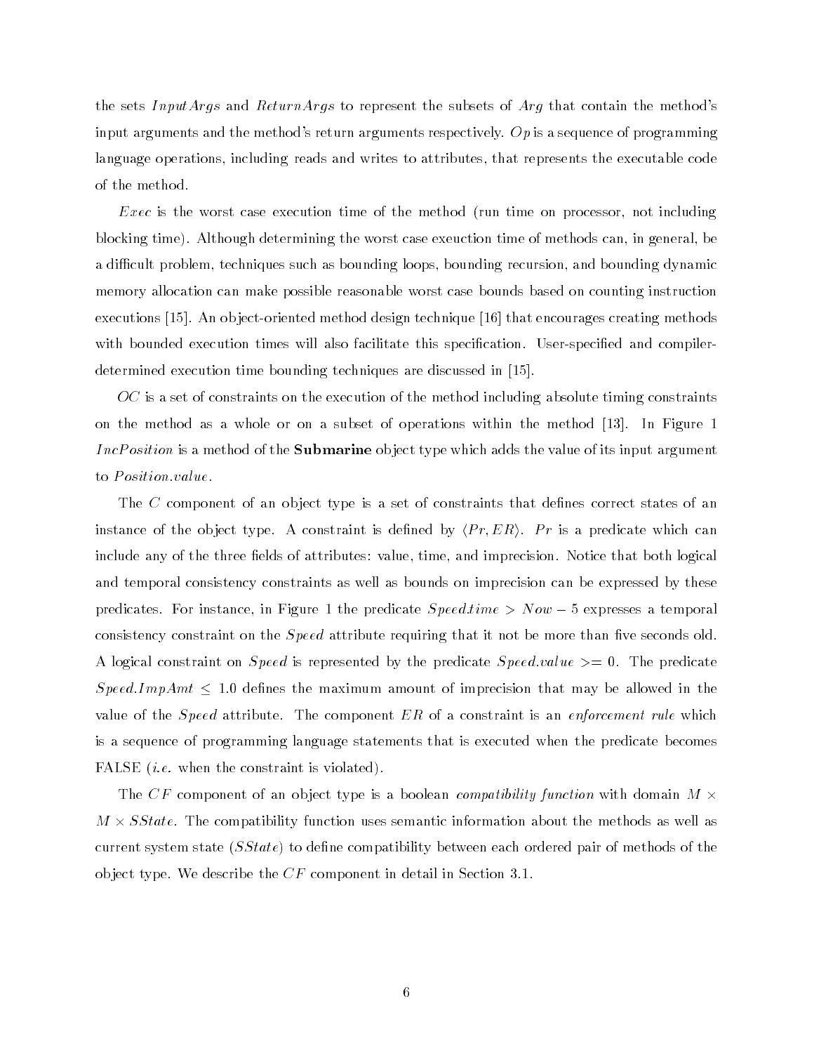the sets $InputArgs$ and $ReturnArgs$ to represent the subsets of $Arg$ that contain the method's input arguments and the method's return arguments respectively. $Op$ is a sequence of programming language operations, including reads and writes to attributes, that represents the executable code of the method.

$Exec$ is the worst case execution time of the method (run time on processor, not including blocking time). Although determining the worst case exeuction time of methods can, in general, be a difficult problem, techniques such as bounding loops, bounding recursion, and bounding dynamic memory allocation can make possible reasonable worst case bounds based on counting instruction executions [15]. An object-oriented method design technique [16] that encourages creating methods with bounded execution times will also facilitate this specification. User-specified and compiler-determined execution time bounding techniques are discussed in [15].

$OC$ is a set of constraints on the execution of the method including absolute timing constraints on the method as a whole or on a subset of operations within the method [13]. In Figure 1 $IncPosition$ is a method of the **Submarine** object type which adds the value of its input argument to $Position.value$.

The $C$ component of an object type is a set of constraints that defines correct states of an instance of the object type. A constraint is defined by $\langle Pr, ER \rangle$. $Pr$ is a predicate which can include any of the three fields of attributes: value, time, and imprecision. Notice that both logical and temporal consistency constraints as well as bounds on imprecision can be expressed by these predicates. For instance, in Figure 1 the predicate $Speed.time > Now - 5$ expresses a temporal consistency constraint on the $Speed$ attribute requiring that it not be more than five seconds old. A logical constraint on $Speed$ is represented by the predicate $Speed.value >= 0$. The predicate $Speed.ImpAmt \leq 1.0$ defines the maximum amount of imprecision that may be allowed in the value of the $Speed$ attribute. The component $ER$ of a constraint is an *enforcement rule* which is a sequence of programming language statements that is executed when the predicate becomes FALSE (*i.e.* when the constraint is violated).

The $CF$ component of an object type is a boolean *compatibility function* with domain $M \times M \times SState$. The compatibility function uses semantic information about the methods as well as current system state ($SState$) to define compatibility between each ordered pair of methods of the object type. We describe the $CF$ component in detail in Section 3.1.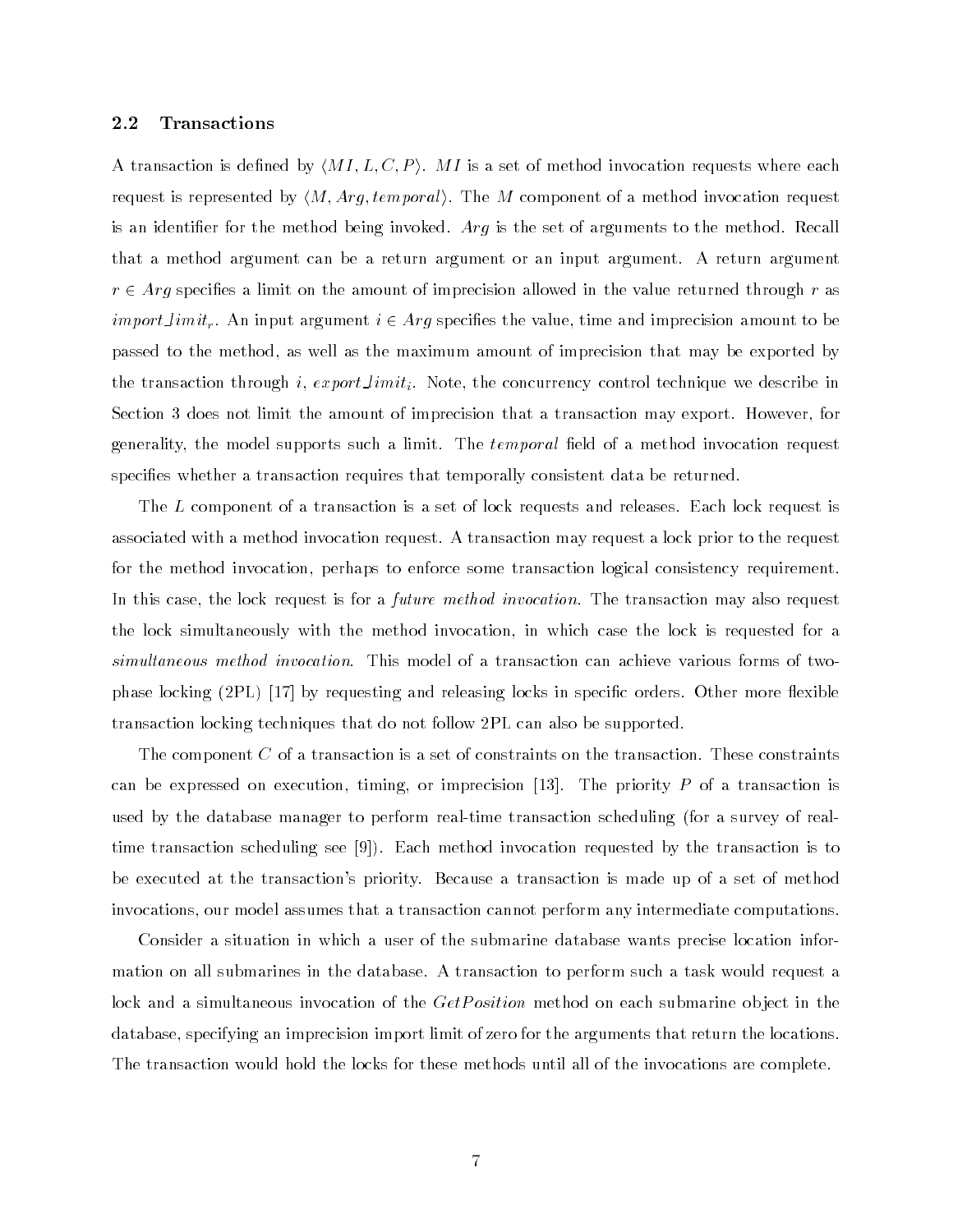## 2.2 Transactions

A transaction is defined by $\langle MI, L, C, P \rangle$. $MI$ is a set of method invocation requests where each request is represented by $\langle M, Arg, temporal \rangle$. The $M$ component of a method invocation request is an identifier for the method being invoked. $Arg$ is the set of arguments to the method. Recall that a method argument can be a return argument or an input argument. A return argument $r \in Arg$ specifies a limit on the amount of imprecision allowed in the value returned through $r$ as $import\_limit_r$. An input argument $i \in Arg$ specifies the value, time and imprecision amount to be passed to the method, as well as the maximum amount of imprecision that may be exported by the transaction through $i$, $export\_limit_i$. Note, the concurrency control technique we describe in Section 3 does not limit the amount of imprecision that a transaction may export. However, for generality, the model supports such a limit. The *temporal* field of a method invocation request specifies whether a transaction requires that temporally consistent data be returned.

The $L$ component of a transaction is a set of lock requests and releases. Each lock request is associated with a method invocation request. A transaction may request a lock prior to the request for the method invocation, perhaps to enforce some transaction logical consistency requirement. In this case, the lock request is for a *future method invocation*. The transaction may also request the lock simultaneously with the method invocation, in which case the lock is requested for a *simultaneous method invocation*. This model of a transaction can achieve various forms of two-phase locking (2PL) [17] by requesting and releasing locks in specific orders. Other more flexible transaction locking techniques that do not follow 2PL can also be supported.

The component $C$ of a transaction is a set of constraints on the transaction. These constraints can be expressed on execution, timing, or imprecision [13]. The priority $P$ of a transaction is used by the database manager to perform real-time transaction scheduling (for a survey of real-time transaction scheduling see [9]). Each method invocation requested by the transaction is to be executed at the transaction's priority. Because a transaction is made up of a set of method invocations, our model assumes that a transaction cannot perform any intermediate computations.

Consider a situation in which a user of the submarine database wants precise location information on all submarines in the database. A transaction to perform such a task would request a lock and a simultaneous invocation of the *GetPosition* method on each submarine object in the database, specifying an imprecision import limit of zero for the arguments that return the locations. The transaction would hold the locks for these methods until all of the invocations are complete.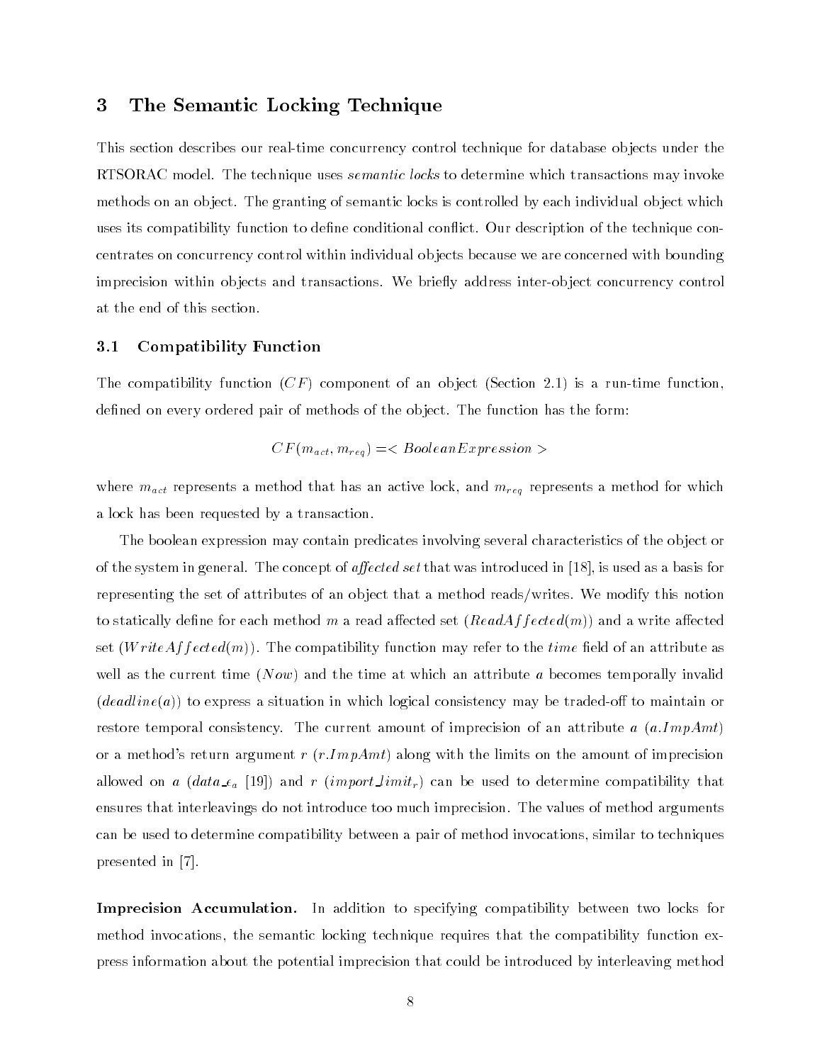## 3 The Semantic Locking Technique

This section describes our real-time concurrency control technique for database objects under the RTSORAC model. The technique uses *semantic locks* to determine which transactions may invoke methods on an object. The granting of semantic locks is controlled by each individual object which uses its compatibility function to define conditional conflict. Our description of the technique concentrates on concurrency control within individual objects because we are concerned with bounding imprecision within objects and transactions. We briefly address inter-object concurrency control at the end of this section.

### 3.1 Compatibility Function

The compatibility function ($CF$) component of an object (Section 2.1) is a run-time function, defined on every ordered pair of methods of the object. The function has the form:

$$CF(m_{act}, m_{req}) = < BooleanExpression >$$

where $m_{act}$ represents a method that has an active lock, and $m_{req}$ represents a method for which a lock has been requested by a transaction.

The boolean expression may contain predicates involving several characteristics of the object or of the system in general. The concept of *affected set* that was introduced in [18], is used as a basis for representing the set of attributes of an object that a method reads/writes. We modify this notion to statically define for each method $m$ a read affected set ($ReadAffected(m)$) and a write affected set ($WriteAffected(m)$). The compatibility function may refer to the *time* field of an attribute as well as the current time ($Now$) and the time at which an attribute $a$ becomes temporally invalid ($deadline(a)$) to express a situation in which logical consistency may be traded-off to maintain or restore temporal consistency. The current amount of imprecision of an attribute $a$ ($a.ImpAmt$) or a method's return argument $r$ ($r.ImpAmt$) along with the limits on the amount of imprecision allowed on $a$ ($data\_\epsilon_a$ [19]) and $r$ ($import\_limit_r$) can be used to determine compatibility that ensures that interleavings do not introduce too much imprecision. The values of method arguments can be used to determine compatibility between a pair of method invocations, similar to techniques presented in [7].

**Imprecision Accumulation.** In addition to specifying compatibility between two locks for method invocations, the semantic locking technique requires that the compatibility function express information about the potential imprecision that could be introduced by interleaving method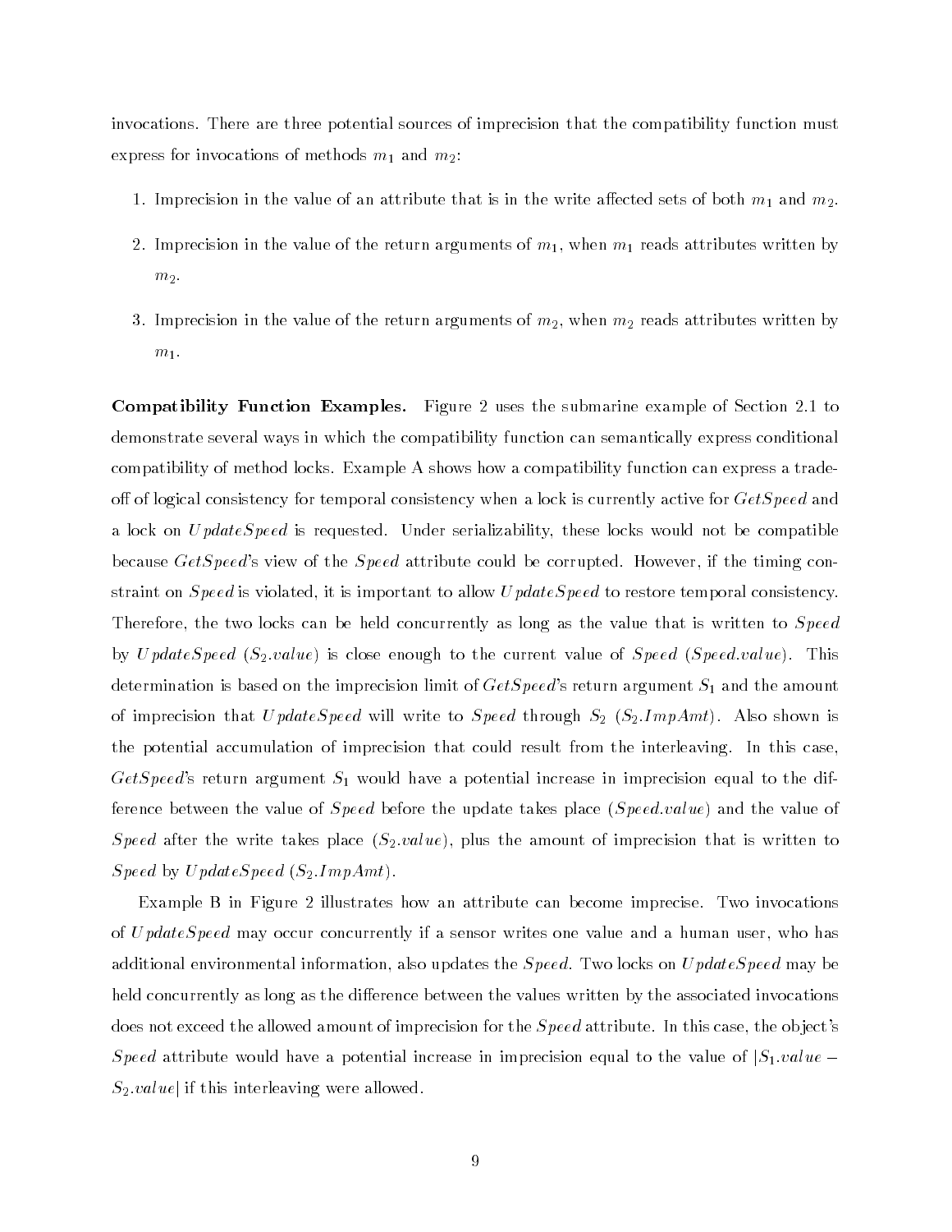invocations. There are three potential sources of imprecision that the compatibility function must express for invocations of methods $m_1$ and $m_2$:

1. Imprecision in the value of an attribute that is in the write affected sets of both $m_1$ and $m_2$.
2. Imprecision in the value of the return arguments of $m_1$, when $m_1$ reads attributes written by $m_2$.
3. Imprecision in the value of the return arguments of $m_2$, when $m_2$ reads attributes written by $m_1$.

**Compatibility Function Examples.** Figure 2 uses the submarine example of Section 2.1 to demonstrate several ways in which the compatibility function can semantically express conditional compatibility of method locks. Example A shows how a compatibility function can express a trade-off of logical consistency for temporal consistency when a lock is currently active for *GetSpeed* and a lock on *UpdateSpeed* is requested. Under serializability, these locks would not be compatible because *GetSpeed*'s view of the *Speed* attribute could be corrupted. However, if the timing constraint on *Speed* is violated, it is important to allow *UpdateSpeed* to restore temporal consistency. Therefore, the two locks can be held concurrently as long as the value that is written to *Speed* by *UpdateSpeed* ($S_2.value$) is close enough to the current value of *Speed* ($Speed.value$). This determination is based on the imprecision limit of *GetSpeed*'s return argument $S_1$ and the amount of imprecision that *UpdateSpeed* will write to *Speed* through $S_2$ ($S_2.ImpAmt$). Also shown is the potential accumulation of imprecision that could result from the interleaving. In this case, *GetSpeed*'s return argument $S_1$ would have a potential increase in imprecision equal to the difference between the value of *Speed* before the update takes place ($Speed.value$) and the value of *Speed* after the write takes place ($S_2.value$), plus the amount of imprecision that is written to *Speed* by *UpdateSpeed* ($S_2.ImpAmt$).

Example B in Figure 2 illustrates how an attribute can become imprecise. Two invocations of *UpdateSpeed* may occur concurrently if a sensor writes one value and a human user, who has additional environmental information, also updates the *Speed*. Two locks on *UpdateSpeed* may be held concurrently as long as the difference between the values written by the associated invocations does not exceed the allowed amount of imprecision for the *Speed* attribute. In this case, the object's *Speed* attribute would have a potential increase in imprecision equal to the value of $|S_1.value - S_2.value|$ if this interleaving were allowed.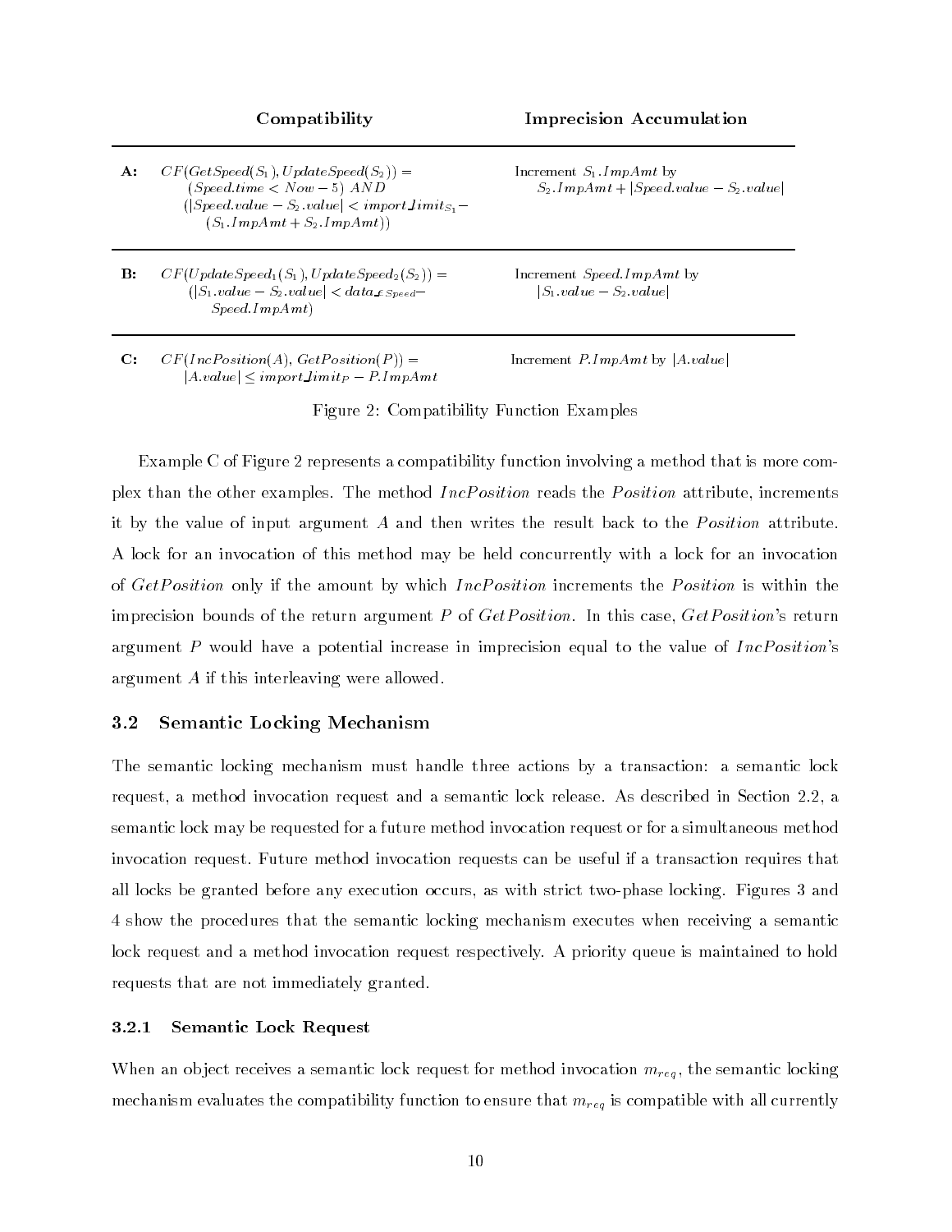| | Compatibility | Imprecision Accumulation |
|---|---|---|
| **A:** | $CF(GetSpeed(S_1), UpdateSpeed(S_2)) =$ $(Speed.time < Now - 5)$ $AND$ $(\lvert Speed.value - S_2.value\rvert < import\_limit_{S_1} - (S_1.ImpAmt + S_2.ImpAmt))$ | Increment $S_1.ImpAmt$ by $S_2.ImpAmt + \lvert Speed.value - S_2.value\rvert$ |
| **B:** | $CF(UpdateSpeed_1(S_1), UpdateSpeed_2(S_2)) =$ $(\lvert S_1.value - S_2.value\rvert < data\_\epsilon_{Speed} - Speed.ImpAmt)$ | Increment $Speed.ImpAmt$ by $\lvert S_1.value - S_2.value\rvert$ |
| **C:** | $CF(IncPosition(A), GetPosition(P)) =$ $\lvert A.value\rvert \leq import\_limit_P - P.ImpAmt$ | Increment $P.ImpAmt$ by $\lvert A.value\rvert$ |

Figure 2: Compatibility Function Examples

Example C of Figure 2 represents a compatibility function involving a method that is more complex than the other examples. The method *IncPosition* reads the *Position* attribute, increments it by the value of input argument $A$ and then writes the result back to the *Position* attribute. A lock for an invocation of this method may be held concurrently with a lock for an invocation of *GetPosition* only if the amount by which *IncPosition* increments the *Position* is within the imprecision bounds of the return argument $P$ of *GetPosition*. In this case, *GetPosition*'s return argument $P$ would have a potential increase in imprecision equal to the value of *IncPosition*'s argument $A$ if this interleaving were allowed.

### 3.2 Semantic Locking Mechanism

The semantic locking mechanism must handle three actions by a transaction: a semantic lock request, a method invocation request and a semantic lock release. As described in Section 2.2, a semantic lock may be requested for a future method invocation request or for a simultaneous method invocation request. Future method invocation requests can be useful if a transaction requires that all locks be granted before any execution occurs, as with strict two-phase locking. Figures 3 and 4 show the procedures that the semantic locking mechanism executes when receiving a semantic lock request and a method invocation request respectively. A priority queue is maintained to hold requests that are not immediately granted.

#### 3.2.1 Semantic Lock Request

When an object receives a semantic lock request for method invocation $m_{req}$, the semantic locking mechanism evaluates the compatibility function to ensure that $m_{req}$ is compatible with all currently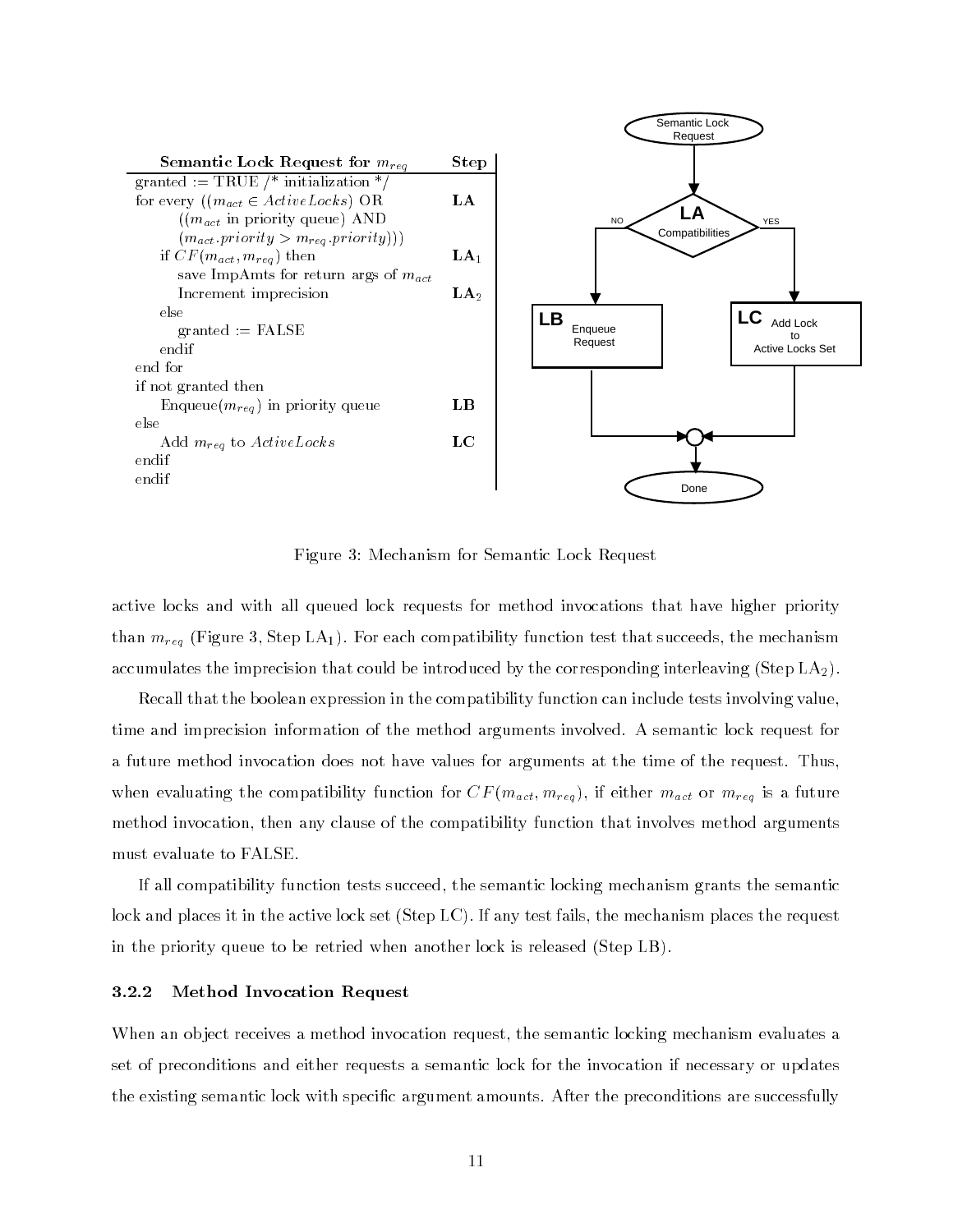| Semantic Lock Request for $m_{req}$ | Step |
|---|---|
| granted := TRUE /* initialization */ | |
| for every (($m_{act} \in ActiveLocks$) OR | LA |
| &nbsp;&nbsp;&nbsp;&nbsp;(($m_{act}$ in priority queue) AND | |
| &nbsp;&nbsp;&nbsp;&nbsp;($m_{act}.priority > m_{req}.priority$))) | |
| &nbsp;&nbsp;if $CF(m_{act}, m_{req})$ then | $\mathbf{LA}_1$ |
| &nbsp;&nbsp;&nbsp;&nbsp;save ImpAmts for return args of $m_{act}$ | |
| &nbsp;&nbsp;&nbsp;&nbsp;Increment imprecision | $\mathbf{LA}_2$ |
| &nbsp;&nbsp;else | |
| &nbsp;&nbsp;&nbsp;&nbsp;granted := FALSE | |
| &nbsp;&nbsp;endif | |
| end for | |
| if not granted then | |
| &nbsp;&nbsp;Enqueue($m_{req}$) in priority queue | LB |
| else | |
| &nbsp;&nbsp;Add $m_{req}$ to $ActiveLocks$ | LC |
| endif | |
| endif | |

Semantic Lock Request → **LA** Compatibilities → NO: **LB** Enqueue Request; YES: **LC** Add Lock to Active Locks Set → Done

Figure 3: Mechanism for Semantic Lock Request

active locks and with all queued lock requests for method invocations that have higher priority than $m_{req}$ (Figure 3, Step $\text{LA}_1$). For each compatibility function test that succeeds, the mechanism accumulates the imprecision that could be introduced by the corresponding interleaving (Step $\text{LA}_2$).

Recall that the boolean expression in the compatibility function can include tests involving value, time and imprecision information of the method arguments involved. A semantic lock request for a future method invocation does not have values for arguments at the time of the request. Thus, when evaluating the compatibility function for $CF(m_{act}, m_{req})$, if either $m_{act}$ or $m_{req}$ is a future method invocation, then any clause of the compatibility function that involves method arguments must evaluate to FALSE.

If all compatibility function tests succeed, the semantic locking mechanism grants the semantic lock and places it in the active lock set (Step LC). If any test fails, the mechanism places the request in the priority queue to be retried when another lock is released (Step LB).

### 3.2.2 Method Invocation Request

When an object receives a method invocation request, the semantic locking mechanism evaluates a set of preconditions and either requests a semantic lock for the invocation if necessary or updates the existing semantic lock with specific argument amounts. After the preconditions are successfully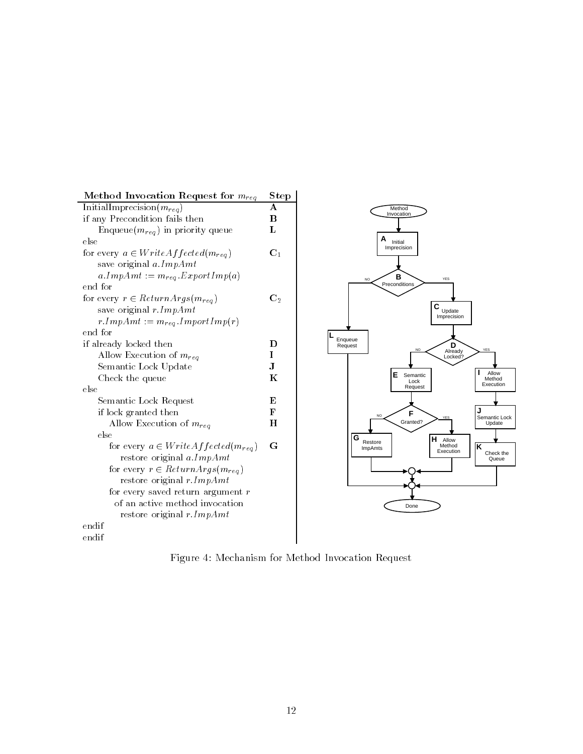| Method Invocation Request for $m_{req}$ | Step |
|---|---|
| InitialImprecision($m_{req}$) | **A** |
| if any Precondition fails then | **B** |
| &nbsp;&nbsp;&nbsp;&nbsp;Enqueue($m_{req}$) in priority queue | **L** |
| else | |
| for every $a \in WriteAffected(m_{req})$ | $\mathbf{C}_1$ |
| &nbsp;&nbsp;&nbsp;&nbsp;save original $a.ImpAmt$ | |
| &nbsp;&nbsp;&nbsp;&nbsp;$a.ImpAmt := m_{req}.ExportImp(a)$ | |
| end for | |
| for every $r \in ReturnArgs(m_{req})$ | $\mathbf{C}_2$ |
| &nbsp;&nbsp;&nbsp;&nbsp;save original $r.ImpAmt$ | |
| &nbsp;&nbsp;&nbsp;&nbsp;$r.ImpAmt := m_{req}.ImportImp(r)$ | |
| end for | |
| if already locked then | **D** |
| &nbsp;&nbsp;&nbsp;&nbsp;Allow Execution of $m_{req}$ | **I** |
| &nbsp;&nbsp;&nbsp;&nbsp;Semantic Lock Update | **J** |
| &nbsp;&nbsp;&nbsp;&nbsp;Check the queue | **K** |
| else | |
| &nbsp;&nbsp;&nbsp;&nbsp;Semantic Lock Request | **E** |
| &nbsp;&nbsp;&nbsp;&nbsp;if lock granted then | **F** |
| &nbsp;&nbsp;&nbsp;&nbsp;&nbsp;&nbsp;&nbsp;&nbsp;Allow Execution of $m_{req}$ | **H** |
| &nbsp;&nbsp;&nbsp;&nbsp;else | |
| &nbsp;&nbsp;&nbsp;&nbsp;&nbsp;&nbsp;&nbsp;&nbsp;for every $a \in WriteAffected(m_{req})$ | **G** |
| &nbsp;&nbsp;&nbsp;&nbsp;&nbsp;&nbsp;&nbsp;&nbsp;&nbsp;&nbsp;&nbsp;&nbsp;restore original $a.ImpAmt$ | |
| &nbsp;&nbsp;&nbsp;&nbsp;&nbsp;&nbsp;&nbsp;&nbsp;for every $r \in ReturnArgs(m_{req})$ | |
| &nbsp;&nbsp;&nbsp;&nbsp;&nbsp;&nbsp;&nbsp;&nbsp;&nbsp;&nbsp;&nbsp;&nbsp;restore original $r.ImpAmt$ | |
| &nbsp;&nbsp;&nbsp;&nbsp;&nbsp;&nbsp;&nbsp;&nbsp;for every saved return argument $r$ of an active method invocation | |
| &nbsp;&nbsp;&nbsp;&nbsp;&nbsp;&nbsp;&nbsp;&nbsp;&nbsp;&nbsp;&nbsp;&nbsp;restore original $r.ImpAmt$ | |
| endif | |
| endif | |

Figure 4: Mechanism for Method Invocation Request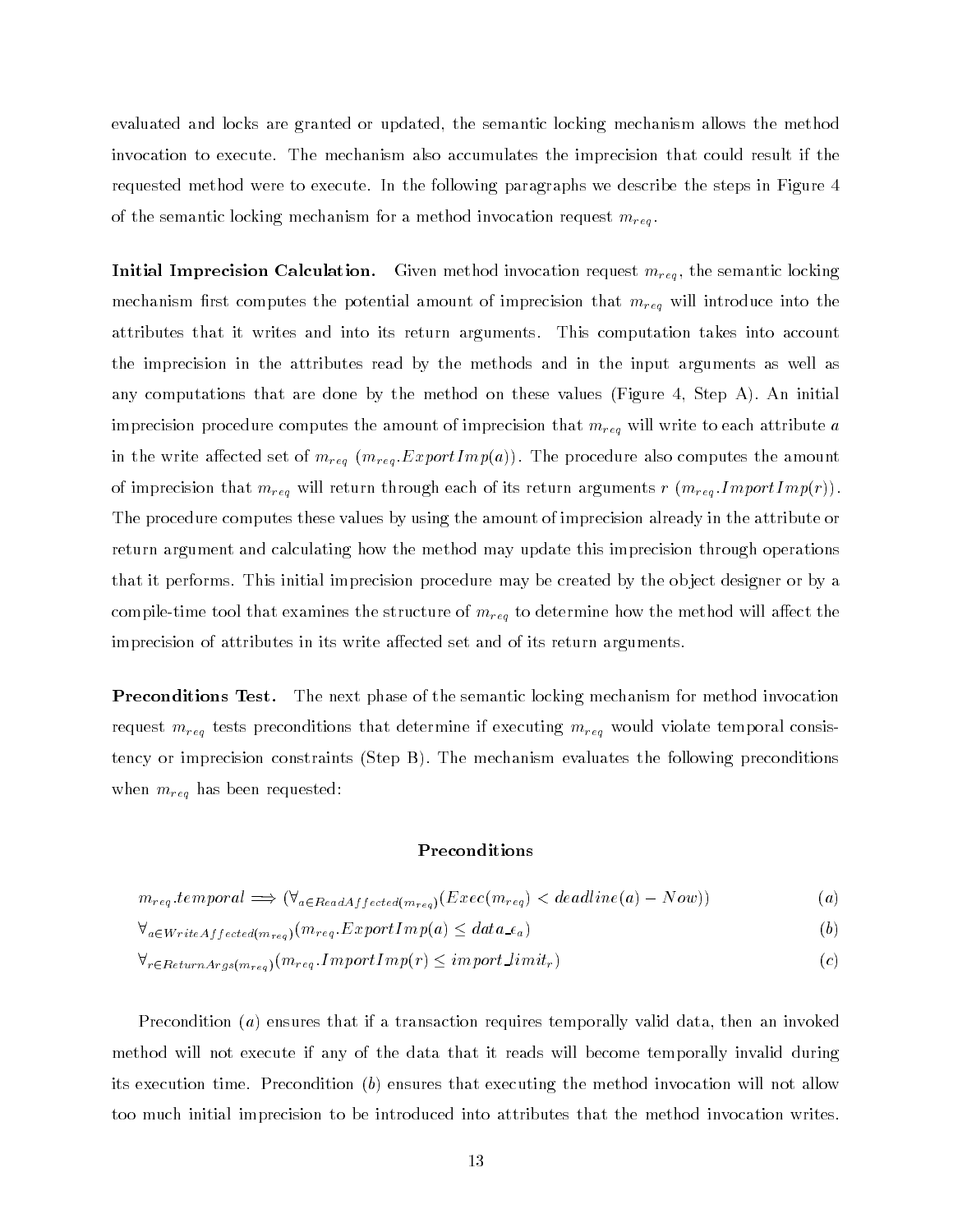evaluated and locks are granted or updated, the semantic locking mechanism allows the method invocation to execute. The mechanism also accumulates the imprecision that could result if the requested method were to execute. In the following paragraphs we describe the steps in Figure 4 of the semantic locking mechanism for a method invocation request $m_{req}$.

**Initial Imprecision Calculation.** Given method invocation request $m_{req}$, the semantic locking mechanism first computes the potential amount of imprecision that $m_{req}$ will introduce into the attributes that it writes and into its return arguments. This computation takes into account the imprecision in the attributes read by the methods and in the input arguments as well as any computations that are done by the method on these values (Figure 4, Step A). An initial imprecision procedure computes the amount of imprecision that $m_{req}$ will write to each attribute $a$ in the write affected set of $m_{req}$ ($m_{req}.ExportImp(a)$). The procedure also computes the amount of imprecision that $m_{req}$ will return through each of its return arguments $r$ ($m_{req}.ImportImp(r)$). The procedure computes these values by using the amount of imprecision already in the attribute or return argument and calculating how the method may update this imprecision through operations that it performs. This initial imprecision procedure may be created by the object designer or by a compile-time tool that examines the structure of $m_{req}$ to determine how the method will affect the imprecision of attributes in its write affected set and of its return arguments.

**Preconditions Test.** The next phase of the semantic locking mechanism for method invocation request $m_{req}$ tests preconditions that determine if executing $m_{req}$ would violate temporal consistency or imprecision constraints (Step B). The mechanism evaluates the following preconditions when $m_{req}$ has been requested:

**Preconditions**

$$m_{req}.temporal \Longrightarrow (\forall_{a \in ReadAffected(m_{req})}(Exec(m_{req}) < deadline(a) - Now)) \qquad (a)$$

$$\forall_{a \in WriteAffected(m_{req})}(m_{req}.ExportImp(a) \leq data\_\epsilon_a) \qquad (b)$$

$$\forall_{r \in ReturnArgs(m_{req})}(m_{req}.ImportImp(r) \leq import\_limit_r) \qquad (c)$$

Precondition ($a$) ensures that if a transaction requires temporally valid data, then an invoked method will not execute if any of the data that it reads will become temporally invalid during its execution time. Precondition ($b$) ensures that executing the method invocation will not allow too much initial imprecision to be introduced into attributes that the method invocation writes.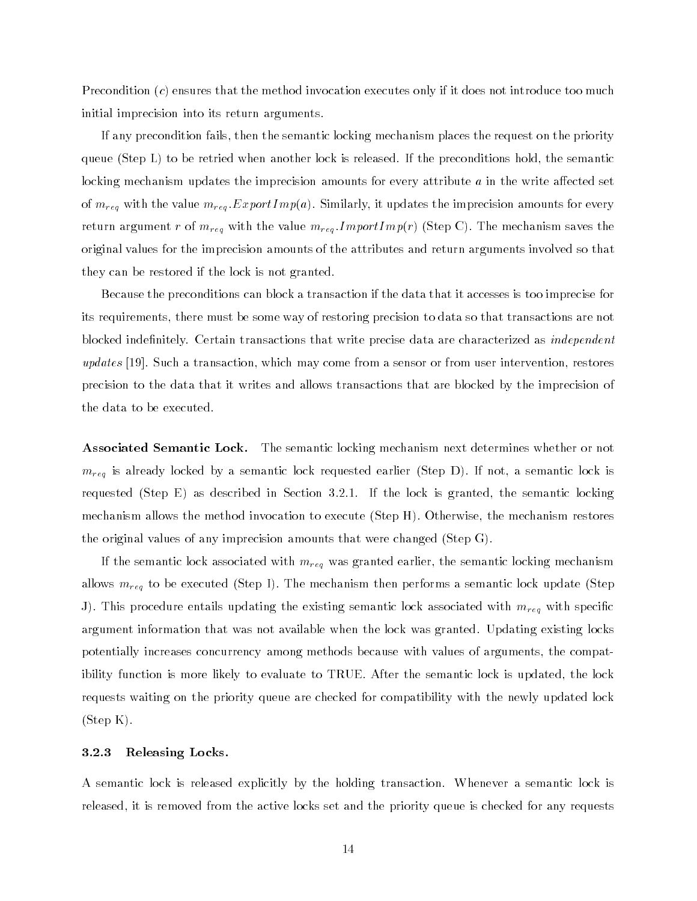Precondition (*c*) ensures that the method invocation executes only if it does not introduce too much initial imprecision into its return arguments.

If any precondition fails, then the semantic locking mechanism places the request on the priority queue (Step L) to be retried when another lock is released. If the preconditions hold, the semantic locking mechanism updates the imprecision amounts for every attribute $a$ in the write affected set of $m_{req}$ with the value $m_{req}.ExportImp(a)$. Similarly, it updates the imprecision amounts for every return argument $r$ of $m_{req}$ with the value $m_{req}.ImportImp(r)$ (Step C). The mechanism saves the original values for the imprecision amounts of the attributes and return arguments involved so that they can be restored if the lock is not granted.

Because the preconditions can block a transaction if the data that it accesses is too imprecise for its requirements, there must be some way of restoring precision to data so that transactions are not blocked indefinitely. Certain transactions that write precise data are characterized as *independent updates* [19]. Such a transaction, which may come from a sensor or from user intervention, restores precision to the data that it writes and allows transactions that are blocked by the imprecision of the data to be executed.

**Associated Semantic Lock.** The semantic locking mechanism next determines whether or not $m_{req}$ is already locked by a semantic lock requested earlier (Step D). If not, a semantic lock is requested (Step E) as described in Section 3.2.1. If the lock is granted, the semantic locking mechanism allows the method invocation to execute (Step H). Otherwise, the mechanism restores the original values of any imprecision amounts that were changed (Step G).

If the semantic lock associated with $m_{req}$ was granted earlier, the semantic locking mechanism allows $m_{req}$ to be executed (Step I). The mechanism then performs a semantic lock update (Step J). This procedure entails updating the existing semantic lock associated with $m_{req}$ with specific argument information that was not available when the lock was granted. Updating existing locks potentially increases concurrency among methods because with values of arguments, the compatibility function is more likely to evaluate to TRUE. After the semantic lock is updated, the lock requests waiting on the priority queue are checked for compatibility with the newly updated lock (Step K).

### 3.2.3 Releasing Locks.

A semantic lock is released explicitly by the holding transaction. Whenever a semantic lock is released, it is removed from the active locks set and the priority queue is checked for any requests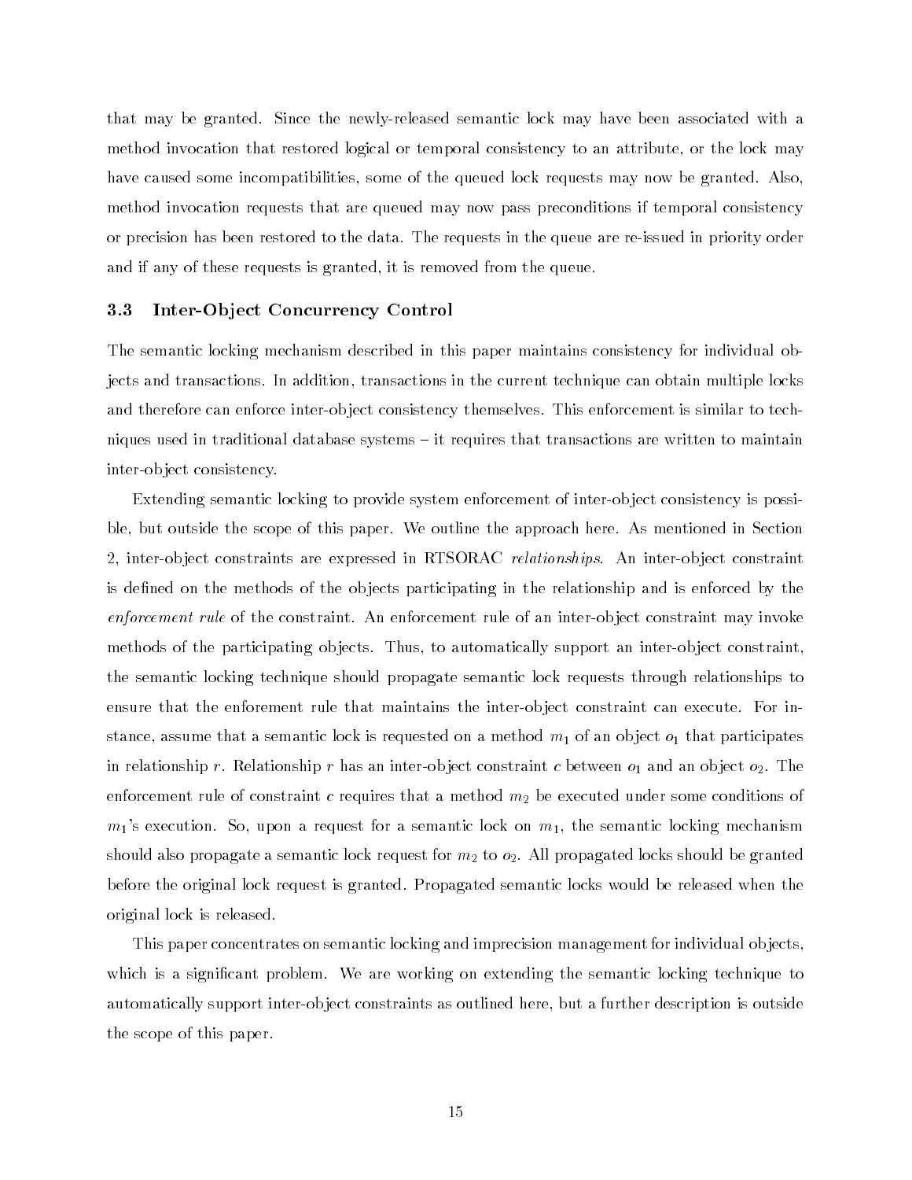that may be granted. Since the newly-released semantic lock may have been associated with a method invocation that restored logical or temporal consistency to an attribute, or the lock may have caused some incompatibilities, some of the queued lock requests may now be granted. Also, method invocation requests that are queued may now pass preconditions if temporal consistency or precision has been restored to the data. The requests in the queue are re-issued in priority order and if any of these requests is granted, it is removed from the queue.

### 3.3 Inter-Object Concurrency Control

The semantic locking mechanism described in this paper maintains consistency for individual objects and transactions. In addition, transactions in the current technique can obtain multiple locks and therefore can enforce inter-object consistency themselves. This enforcement is similar to techniques used in traditional database systems – it requires that transactions are written to maintain inter-object consistency.

Extending semantic locking to provide system enforcement of inter-object consistency is possible, but outside the scope of this paper. We outline the approach here. As mentioned in Section 2, inter-object constraints are expressed in RTSORAC *relationships*. An inter-object constraint is defined on the methods of the objects participating in the relationship and is enforced by the *enforcement rule* of the constraint. An enforcement rule of an inter-object constraint may invoke methods of the participating objects. Thus, to automatically support an inter-object constraint, the semantic locking technique should propagate semantic lock requests through relationships to ensure that the enforement rule that maintains the inter-object constraint can execute. For instance, assume that a semantic lock is requested on a method $m_1$ of an object $o_1$ that participates in relationship $r$. Relationship $r$ has an inter-object constraint $c$ between $o_1$ and an object $o_2$. The enforcement rule of constraint $c$ requires that a method $m_2$ be executed under some conditions of $m_1$'s execution. So, upon a request for a semantic lock on $m_1$, the semantic locking mechanism should also propagate a semantic lock request for $m_2$ to $o_2$. All propagated locks should be granted before the original lock request is granted. Propagated semantic locks would be released when the original lock is released.

This paper concentrates on semantic locking and imprecision management for individual objects, which is a significant problem. We are working on extending the semantic locking technique to automatically support inter-object constraints as outlined here, but a further description is outside the scope of this paper.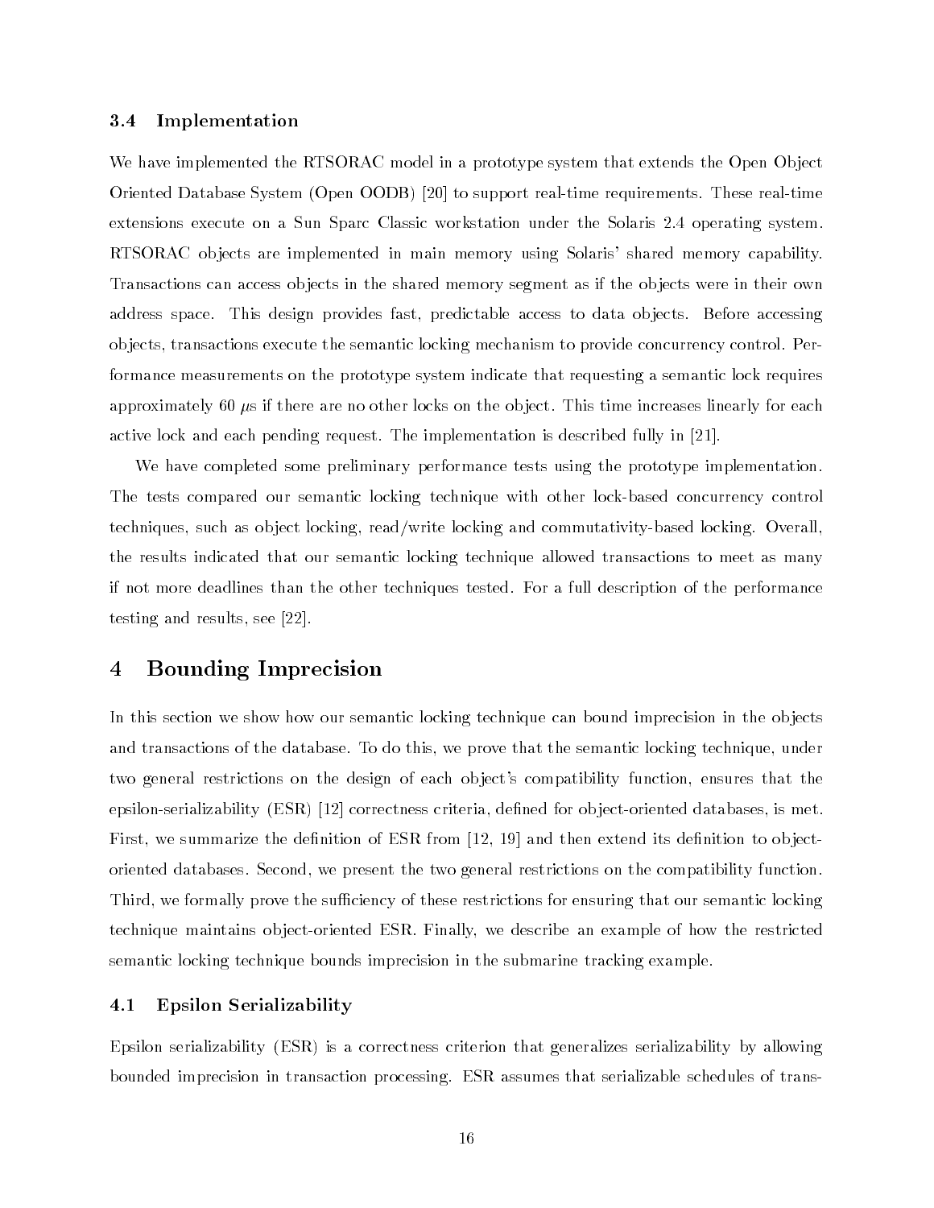### 3.4 Implementation

We have implemented the RTSORAC model in a prototype system that extends the Open Object Oriented Database System (Open OODB) [20] to support real-time requirements. These real-time extensions execute on a Sun Sparc Classic workstation under the Solaris 2.4 operating system. RTSORAC objects are implemented in main memory using Solaris' shared memory capability. Transactions can access objects in the shared memory segment as if the objects were in their own address space. This design provides fast, predictable access to data objects. Before accessing objects, transactions execute the semantic locking mechanism to provide concurrency control. Performance measurements on the prototype system indicate that requesting a semantic lock requires approximately 60 $\mu$s if there are no other locks on the object. This time increases linearly for each active lock and each pending request. The implementation is described fully in [21].

We have completed some preliminary performance tests using the prototype implementation. The tests compared our semantic locking technique with other lock-based concurrency control techniques, such as object locking, read/write locking and commutativity-based locking. Overall, the results indicated that our semantic locking technique allowed transactions to meet as many if not more deadlines than the other techniques tested. For a full description of the performance testing and results, see [22].

## 4 Bounding Imprecision

In this section we show how our semantic locking technique can bound imprecision in the objects and transactions of the database. To do this, we prove that the semantic locking technique, under two general restrictions on the design of each object's compatibility function, ensures that the epsilon-serializability (ESR) [12] correctness criteria, defined for object-oriented databases, is met. First, we summarize the definition of ESR from [12, 19] and then extend its definition to object-oriented databases. Second, we present the two general restrictions on the compatibility function. Third, we formally prove the sufficiency of these restrictions for ensuring that our semantic locking technique maintains object-oriented ESR. Finally, we describe an example of how the restricted semantic locking technique bounds imprecision in the submarine tracking example.

### 4.1 Epsilon Serializability

Epsilon serializability (ESR) is a correctness criterion that generalizes serializability by allowing bounded imprecision in transaction processing. ESR assumes that serializable schedules of trans-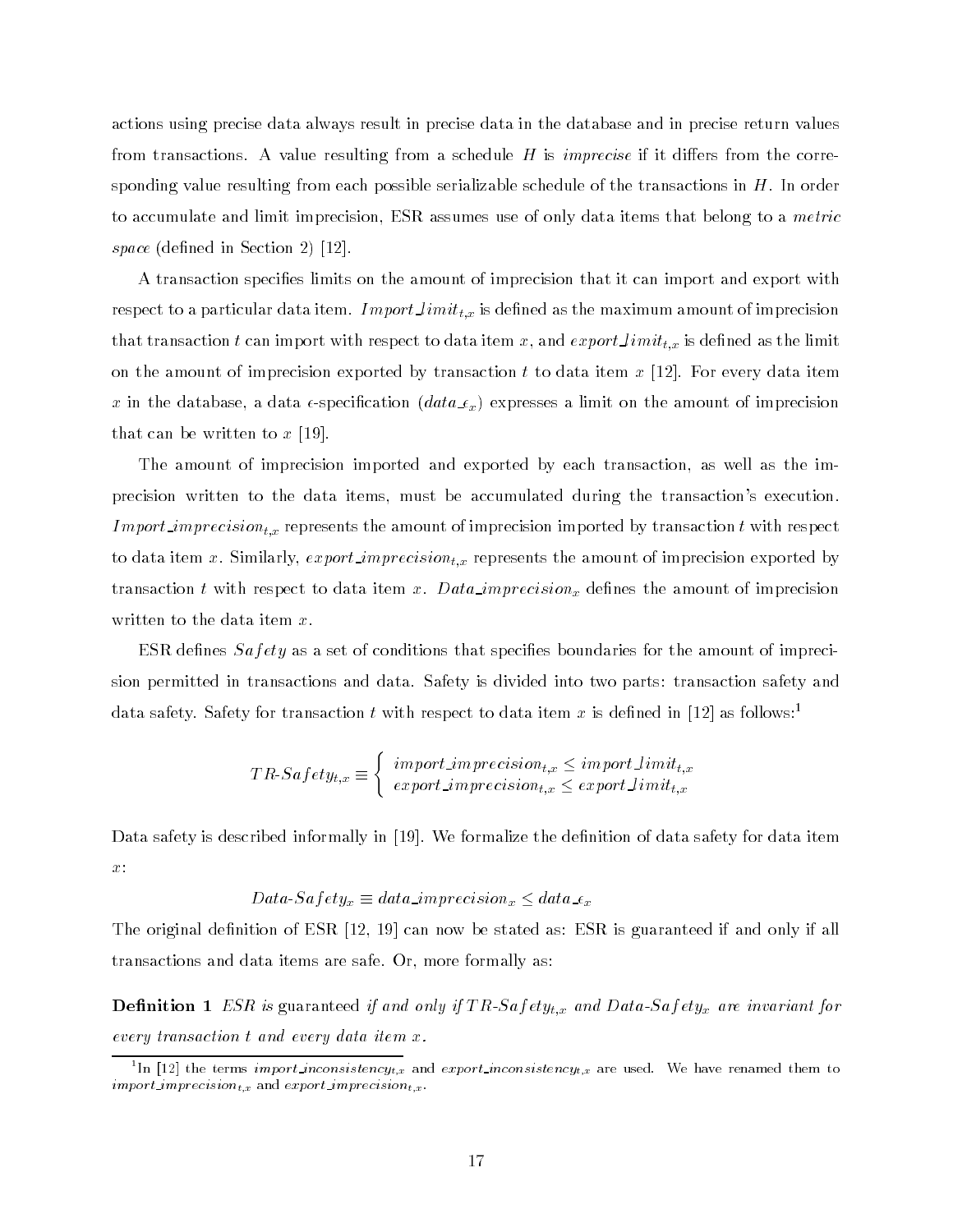actions using precise data always result in precise data in the database and in precise return values from transactions. A value resulting from a schedule $H$ is *imprecise* if it differs from the corresponding value resulting from each possible serializable schedule of the transactions in $H$. In order to accumulate and limit imprecision, ESR assumes use of only data items that belong to a *metric space* (defined in Section 2) [12].

A transaction specifies limits on the amount of imprecision that it can import and export with respect to a particular data item. $Import\_limit_{t,x}$ is defined as the maximum amount of imprecision that transaction $t$ can import with respect to data item $x$, and $export\_limit_{t,x}$ is defined as the limit on the amount of imprecision exported by transaction $t$ to data item $x$ [12]. For every data item $x$ in the database, a data $\epsilon$-specification ($data\_\epsilon_x$) expresses a limit on the amount of imprecision that can be written to $x$ [19].

The amount of imprecision imported and exported by each transaction, as well as the imprecision written to the data items, must be accumulated during the transaction's execution. $Import\_imprecision_{t,x}$ represents the amount of imprecision imported by transaction $t$ with respect to data item $x$. Similarly, $export\_imprecision_{t,x}$ represents the amount of imprecision exported by transaction $t$ with respect to data item $x$. $Data\_imprecision_x$ defines the amount of imprecision written to the data item $x$.

ESR defines $Safety$ as a set of conditions that specifies boundaries for the amount of imprecision permitted in transactions and data. Safety is divided into two parts: transaction safety and data safety. Safety for transaction $t$ with respect to data item $x$ is defined in [12] as follows:[1]

$$TR\text{-}Safety_{t,x} \equiv \begin{cases} import\_imprecision_{t,x} \leq import\_limit_{t,x} \\ export\_imprecision_{t,x} \leq export\_limit_{t,x} \end{cases}$$

Data safety is described informally in [19]. We formalize the definition of data safety for data item $x$:

$$Data\text{-}Safety_x \equiv data\_imprecision_x \leq data\_\epsilon_x$$

The original definition of ESR [12, 19] can now be stated as: ESR is guaranteed if and only if all transactions and data items are safe. Or, more formally as:

**Definition 1** *ESR is* guaranteed *if and only if* $TR\text{-}Safety_{t,x}$ *and* $Data\text{-}Safety_x$ *are invariant for every transaction* $t$ *and every data item* $x$*.*

---

[1] In [12] the terms $import\_inconsistency_{t,x}$ and $export\_inconsistency_{t,x}$ are used. We have renamed them to $import\_imprecision_{t,x}$ and $export\_imprecision_{t,x}$.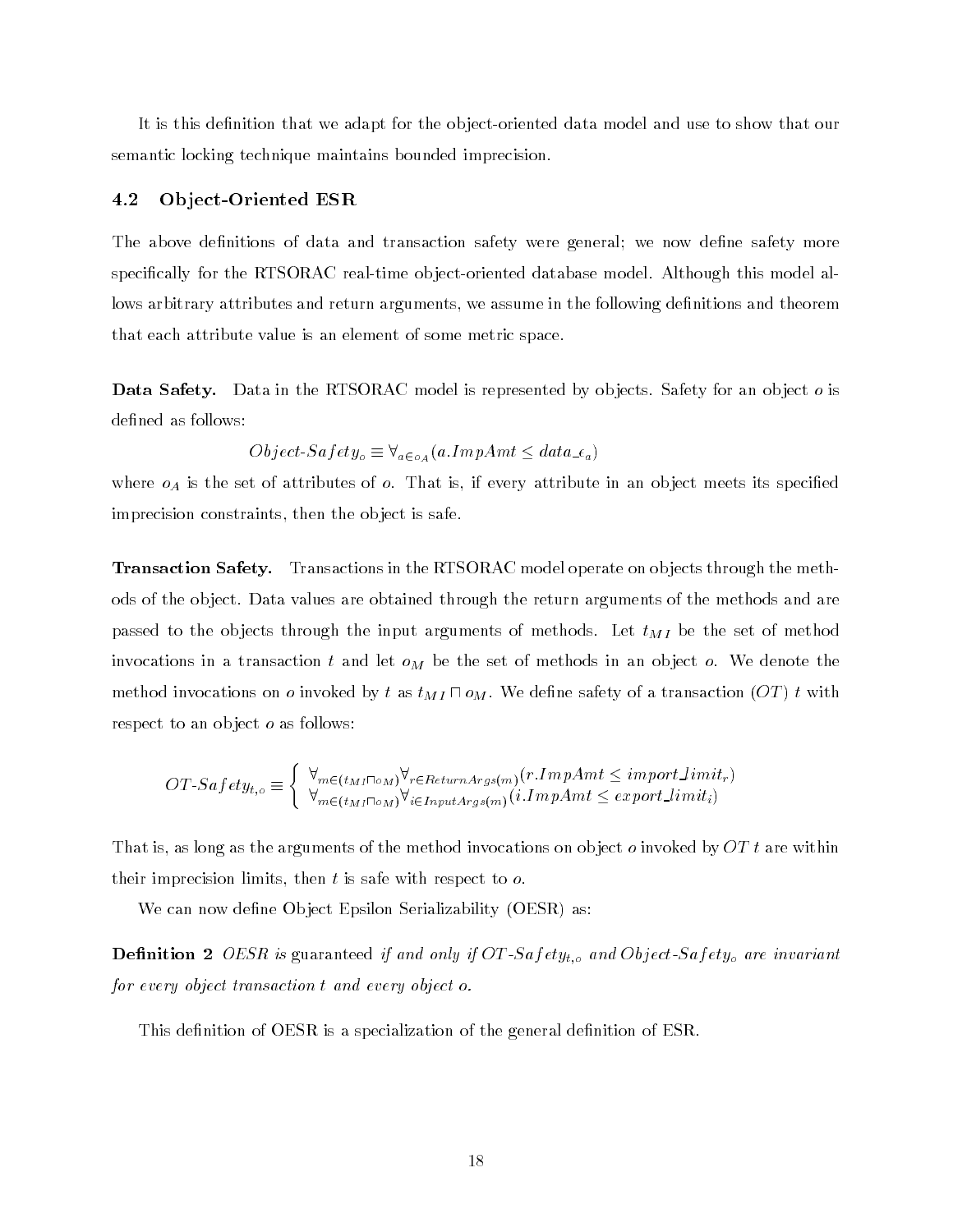It is this definition that we adapt for the object-oriented data model and use to show that our semantic locking technique maintains bounded imprecision.

### 4.2 Object-Oriented ESR

The above definitions of data and transaction safety were general; we now define safety more specifically for the RTSORAC real-time object-oriented database model. Although this model allows arbitrary attributes and return arguments, we assume in the following definitions and theorem that each attribute value is an element of some metric space.

**Data Safety.** Data in the RTSORAC model is represented by objects. Safety for an object $o$ is defined as follows:

$$Object\text{-}Safety_o \equiv \forall_{a \in o_A}(a.ImpAmt \leq data\_\epsilon_a)$$

where $o_A$ is the set of attributes of $o$. That is, if every attribute in an object meets its specified imprecision constraints, then the object is safe.

**Transaction Safety.** Transactions in the RTSORAC model operate on objects through the methods of the object. Data values are obtained through the return arguments of the methods and are passed to the objects through the input arguments of methods. Let $t_{MI}$ be the set of method invocations in a transaction $t$ and let $o_M$ be the set of methods in an object $o$. We denote the method invocations on $o$ invoked by $t$ as $t_{MI} \sqcap o_M$. We define safety of a transaction ($OT$) $t$ with respect to an object $o$ as follows:

$$OT\text{-}Safety_{t,o} \equiv \begin{cases} \forall_{m \in (t_{MI} \sqcap o_M)} \forall_{r \in ReturnArgs(m)}(r.ImpAmt \leq import\_limit_r) \\ \forall_{m \in (t_{MI} \sqcap o_M)} \forall_{i \in InputArgs(m)}(i.ImpAmt \leq export\_limit_i) \end{cases}$$

That is, as long as the arguments of the method invocations on object $o$ invoked by $OT$ $t$ are within their imprecision limits, then $t$ is safe with respect to $o$.

We can now define Object Epsilon Serializability (OESR) as:

**Definition 2** *OESR is* guaranteed *if and only if $OT\text{-}Safety_{t,o}$ and $Object\text{-}Safety_o$ are invariant for every object transaction $t$ and every object $o$.*

This definition of OESR is a specialization of the general definition of ESR.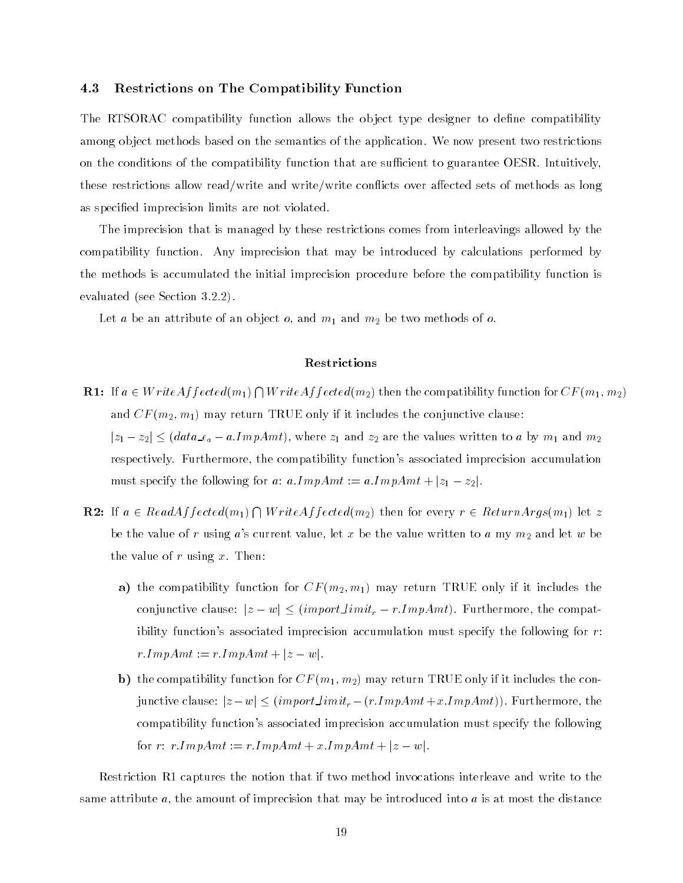### 4.3 Restrictions on The Compatibility Function

The RTSORAC compatibility function allows the object type designer to define compatibility among object methods based on the semantics of the application. We now present two restrictions on the conditions of the compatibility function that are sufficient to guarantee OESR. Intuitively, these restrictions allow read/write and write/write conflicts over affected sets of methods as long as specified imprecision limits are not violated.

The imprecision that is managed by these restrictions comes from interleavings allowed by the compatibility function. Any imprecision that may be introduced by calculations performed by the methods is accumulated the initial imprecision procedure before the compatibility function is evaluated (see Section 3.2.2).

Let $a$ be an attribute of an object $o$, and $m_1$ and $m_2$ be two methods of $o$.

**Restrictions**

**R1:** If $a \in WriteAffected(m_1) \bigcap WriteAffected(m_2)$ then the compatibility function for $CF(m_1, m_2)$ and $CF(m_2, m_1)$ may return TRUE only if it includes the conjunctive clause: $|z_1 - z_2| \leq (data\_\epsilon_a - a.ImpAmt)$, where $z_1$ and $z_2$ are the values written to $a$ by $m_1$ and $m_2$ respectively. Furthermore, the compatibility function's associated imprecision accumulation must specify the following for $a$: $a.ImpAmt := a.ImpAmt + |z_1 - z_2|$.

**R2:** If $a \in ReadAffected(m_1) \bigcap WriteAffected(m_2)$ then for every $r \in ReturnArgs(m_1)$ let $z$ be the value of $r$ using $a$'s current value, let $x$ be the value written to $a$ my $m_2$ and let $w$ be the value of $r$ using $x$. Then:

- **a)** the compatibility function for $CF(m_2, m_1)$ may return TRUE only if it includes the conjunctive clause: $|z - w| \leq (import\_limit_r - r.ImpAmt)$. Furthermore, the compatibility function's associated imprecision accumulation must specify the following for $r$: $r.ImpAmt := r.ImpAmt + |z - w|$.
- **b)** the compatibility function for $CF(m_1, m_2)$ may return TRUE only if it includes the conjunctive clause: $|z - w| \leq (import\_limit_r - (r.ImpAmt + x.ImpAmt))$. Furthermore, the compatibility function's associated imprecision accumulation must specify the following for $r$: $r.ImpAmt := r.ImpAmt + x.ImpAmt + |z - w|$.

Restriction R1 captures the notion that if two method invocations interleave and write to the same attribute $a$, the amount of imprecision that may be introduced into $a$ is at most the distance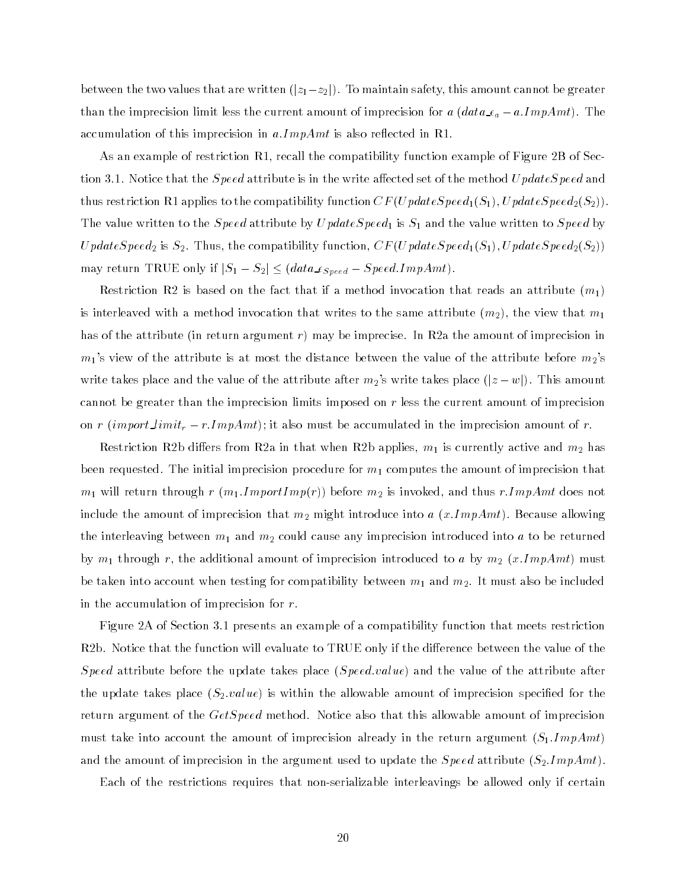between the two values that are written ($|z_1 - z_2|$). To maintain safety, this amount cannot be greater than the imprecision limit less the current amount of imprecision for $a$ ($data\_\epsilon_a - a.ImpAmt$). The accumulation of this imprecision in $a.ImpAmt$ is also reflected in R1.

As an example of restriction R1, recall the compatibility function example of Figure 2B of Section 3.1. Notice that the $Speed$ attribute is in the write affected set of the method $UpdateSpeed$ and thus restriction R1 applies to the compatibility function $CF(UpdateSpeed_1(S_1), UpdateSpeed_2(S_2))$. The value written to the $Speed$ attribute by $UpdateSpeed_1$ is $S_1$ and the value written to $Speed$ by $UpdateSpeed_2$ is $S_2$. Thus, the compatibility function, $CF(UpdateSpeed_1(S_1), UpdateSpeed_2(S_2))$ may return TRUE only if $|S_1 - S_2| \leq (data\_\epsilon_{Speed} - Speed.ImpAmt)$.

Restriction R2 is based on the fact that if a method invocation that reads an attribute ($m_1$) is interleaved with a method invocation that writes to the same attribute ($m_2$), the view that $m_1$ has of the attribute (in return argument $r$) may be imprecise. In R2a the amount of imprecision in $m_1$'s view of the attribute is at most the distance between the value of the attribute before $m_2$'s write takes place and the value of the attribute after $m_2$'s write takes place ($|z - w|$). This amount cannot be greater than the imprecision limits imposed on $r$ less the current amount of imprecision on $r$ ($import\_limit_r - r.ImpAmt$); it also must be accumulated in the imprecision amount of $r$.

Restriction R2b differs from R2a in that when R2b applies, $m_1$ is currently active and $m_2$ has been requested. The initial imprecision procedure for $m_1$ computes the amount of imprecision that $m_1$ will return through $r$ ($m_1.ImportImp(r)$) before $m_2$ is invoked, and thus $r.ImpAmt$ does not include the amount of imprecision that $m_2$ might introduce into $a$ ($x.ImpAmt$). Because allowing the interleaving between $m_1$ and $m_2$ could cause any imprecision introduced into $a$ to be returned by $m_1$ through $r$, the additional amount of imprecision introduced to $a$ by $m_2$ ($x.ImpAmt$) must be taken into account when testing for compatibility between $m_1$ and $m_2$. It must also be included in the accumulation of imprecision for $r$.

Figure 2A of Section 3.1 presents an example of a compatibility function that meets restriction R2b. Notice that the function will evaluate to TRUE only if the difference between the value of the $Speed$ attribute before the update takes place ($Speed.value$) and the value of the attribute after the update takes place ($S_2.value$) is within the allowable amount of imprecision specified for the return argument of the $GetSpeed$ method. Notice also that this allowable amount of imprecision must take into account the amount of imprecision already in the return argument ($S_1.ImpAmt$) and the amount of imprecision in the argument used to update the $Speed$ attribute ($S_2.ImpAmt$).

Each of the restrictions requires that non-serializable interleavings be allowed only if certain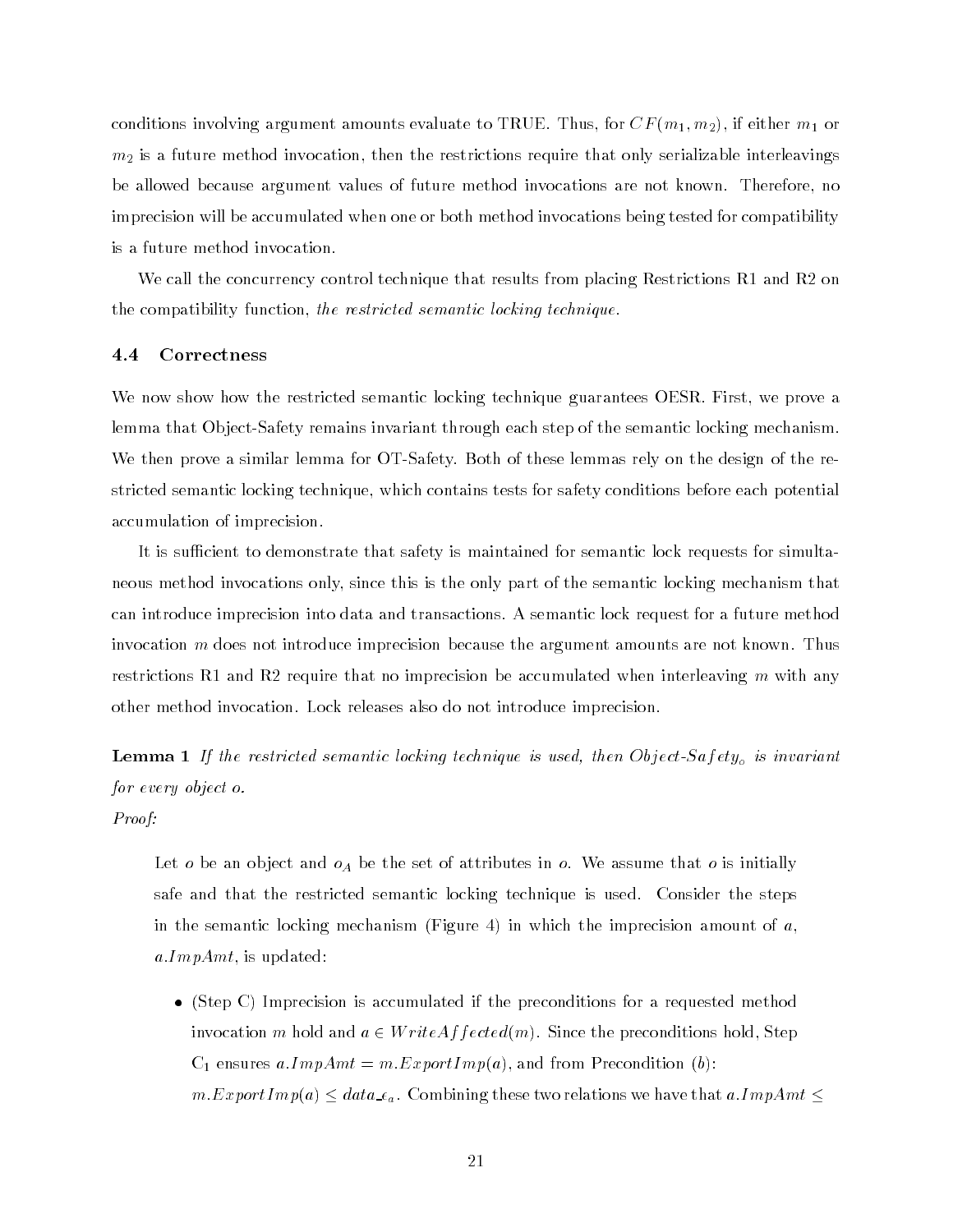conditions involving argument amounts evaluate to TRUE. Thus, for $CF(m_1, m_2)$, if either $m_1$ or $m_2$ is a future method invocation, then the restrictions require that only serializable interleavings be allowed because argument values of future method invocations are not known. Therefore, no imprecision will be accumulated when one or both method invocations being tested for compatibility is a future method invocation.

We call the concurrency control technique that results from placing Restrictions R1 and R2 on the compatibility function, *the restricted semantic locking technique*.

### 4.4 Correctness

We now show how the restricted semantic locking technique guarantees OESR. First, we prove a lemma that Object-Safety remains invariant through each step of the semantic locking mechanism. We then prove a similar lemma for OT-Safety. Both of these lemmas rely on the design of the restricted semantic locking technique, which contains tests for safety conditions before each potential accumulation of imprecision.

It is sufficient to demonstrate that safety is maintained for semantic lock requests for simultaneous method invocations only, since this is the only part of the semantic locking mechanism that can introduce imprecision into data and transactions. A semantic lock request for a future method invocation $m$ does not introduce imprecision because the argument amounts are not known. Thus restrictions R1 and R2 require that no imprecision be accumulated when interleaving $m$ with any other method invocation. Lock releases also do not introduce imprecision.

**Lemma 1** *If the restricted semantic locking technique is used, then Object-$Safety_o$ is invariant for every object o.*

*Proof:*

Let $o$ be an object and $o_A$ be the set of attributes in $o$. We assume that $o$ is initially safe and that the restricted semantic locking technique is used. Consider the steps in the semantic locking mechanism (Figure 4) in which the imprecision amount of $a$, $a.ImpAmt$, is updated:

- (Step C) Imprecision is accumulated if the preconditions for a requested method invocation $m$ hold and $a \in WriteAffected(m)$. Since the preconditions hold, Step $C_1$ ensures $a.ImpAmt = m.ExportImp(a)$, and from Precondition $(b)$: $m.ExportImp(a) \leq data\_\epsilon_a$. Combining these two relations we have that $a.ImpAmt \leq$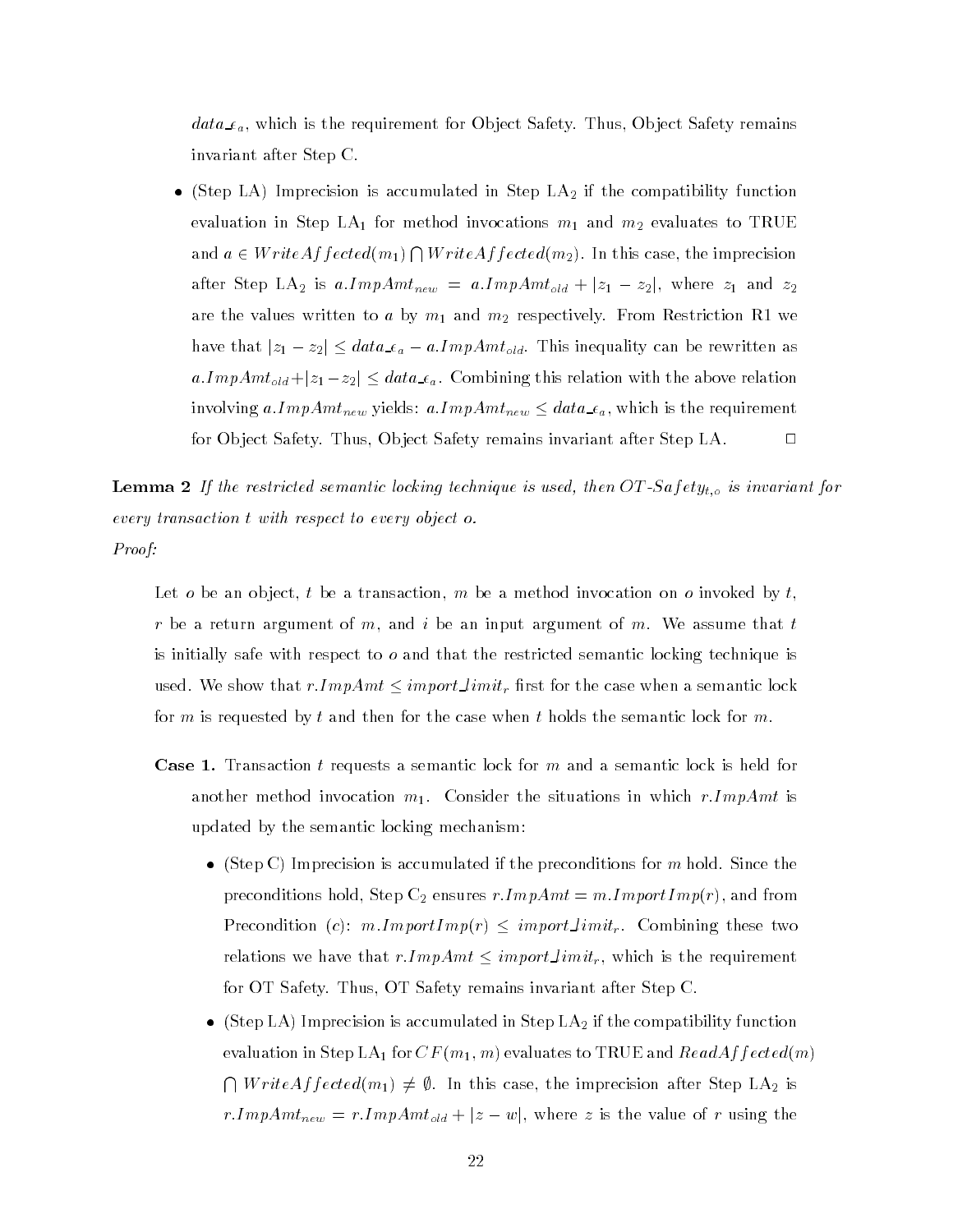$data\_\epsilon_a$, which is the requirement for Object Safety. Thus, Object Safety remains invariant after Step C.

- (Step LA) Imprecision is accumulated in Step $LA_2$ if the compatibility function evaluation in Step $LA_1$ for method invocations $m_1$ and $m_2$ evaluates to TRUE and $a \in WriteAffected(m_1) \bigcap WriteAffected(m_2)$. In this case, the imprecision after Step $LA_2$ is $a.ImpAmt_{new} = a.ImpAmt_{old} + |z_1 - z_2|$, where $z_1$ and $z_2$ are the values written to $a$ by $m_1$ and $m_2$ respectively. From Restriction R1 we have that $|z_1 - z_2| \leq data\_\epsilon_a - a.ImpAmt_{old}$. This inequality can be rewritten as $a.ImpAmt_{old} + |z_1 - z_2| \leq data\_\epsilon_a$. Combining this relation with the above relation involving $a.ImpAmt_{new}$ yields: $a.ImpAmt_{new} \leq data\_\epsilon_a$, which is the requirement for Object Safety. Thus, Object Safety remains invariant after Step LA. □

**Lemma 2** *If the restricted semantic locking technique is used, then $OT\text{-}Safety_{t,o}$ is invariant for every transaction t with respect to every object o.*

*Proof:*

Let $o$ be an object, $t$ be a transaction, $m$ be a method invocation on $o$ invoked by $t$, $r$ be a return argument of $m$, and $i$ be an input argument of $m$. We assume that $t$ is initially safe with respect to $o$ and that the restricted semantic locking technique is used. We show that $r.ImpAmt \leq import\_limit_r$ first for the case when a semantic lock for $m$ is requested by $t$ and then for the case when $t$ holds the semantic lock for $m$.

**Case 1.** Transaction $t$ requests a semantic lock for $m$ and a semantic lock is held for another method invocation $m_1$. Consider the situations in which $r.ImpAmt$ is updated by the semantic locking mechanism:

- (Step C) Imprecision is accumulated if the preconditions for $m$ hold. Since the preconditions hold, Step $C_2$ ensures $r.ImpAmt = m.ImportImp(r)$, and from Precondition (c): $m.ImportImp(r) \leq import\_limit_r$. Combining these two relations we have that $r.ImpAmt \leq import\_limit_r$, which is the requirement for OT Safety. Thus, OT Safety remains invariant after Step C.
- (Step LA) Imprecision is accumulated in Step $LA_2$ if the compatibility function evaluation in Step $LA_1$ for $CF(m_1, m)$ evaluates to TRUE and $ReadAffected(m)$ $\bigcap WriteAffected(m_1) \neq \emptyset$. In this case, the imprecision after Step $LA_2$ is $r.ImpAmt_{new} = r.ImpAmt_{old} + |z - w|$, where $z$ is the value of $r$ using the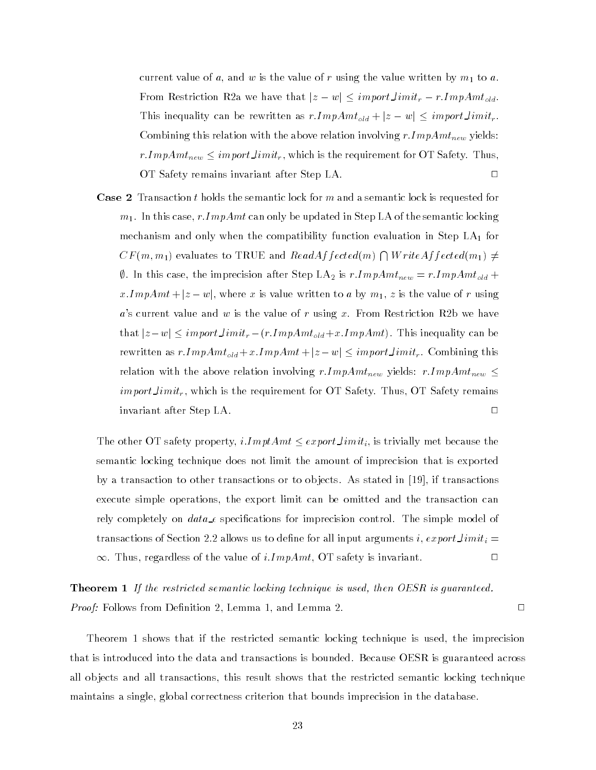current value of $a$, and $w$ is the value of $r$ using the value written by $m_1$ to $a$. From Restriction R2a we have that $|z - w| \leq import\_limit_r - r.ImpAmt_{old}$. This inequality can be rewritten as $r.ImpAmt_{old} + |z - w| \leq import\_limit_r$. Combining this relation with the above relation involving $r.ImpAmt_{new}$ yields: $r.ImpAmt_{new} \leq import\_limit_r$, which is the requirement for OT Safety. Thus, OT Safety remains invariant after Step LA. □

**Case 2** Transaction $t$ holds the semantic lock for $m$ and a semantic lock is requested for $m_1$. In this case, $r.ImpAmt$ can only be updated in Step LA of the semantic locking mechanism and only when the compatibility function evaluation in Step $\text{LA}_1$ for $CF(m, m_1)$ evaluates to TRUE and $ReadAffected(m) \bigcap WriteAffected(m_1) \neq \emptyset$. In this case, the imprecision after Step $\text{LA}_2$ is $r.ImpAmt_{new} = r.ImpAmt_{old} + x.ImpAmt + |z - w|$, where $x$ is value written to $a$ by $m_1$, $z$ is the value of $r$ using $a$'s current value and $w$ is the value of $r$ using $x$. From Restriction R2b we have that $|z - w| \leq import\_limit_r - (r.ImpAmt_{old} + x.ImpAmt)$. This inequality can be rewritten as $r.ImpAmt_{old} + x.ImpAmt + |z - w| \leq import\_limit_r$. Combining this relation with the above relation involving $r.ImpAmt_{new}$ yields: $r.ImpAmt_{new} \leq import\_limit_r$, which is the requirement for OT Safety. Thus, OT Safety remains invariant after Step LA. □

The other OT safety property, $i.ImptAmt \leq export\_limit_i$, is trivially met because the semantic locking technique does not limit the amount of imprecision that is exported by a transaction to other transactions or to objects. As stated in [19], if transactions execute simple operations, the export limit can be omitted and the transaction can rely completely on *data_ε* specifications for imprecision control. The simple model of transactions of Section 2.2 allows us to define for all input arguments $i$, $export\_limit_i = \infty$. Thus, regardless of the value of $i.ImpAmt$, OT safety is invariant. □

**Theorem 1** *If the restricted semantic locking technique is used, then OESR is guaranteed.*
*Proof:* Follows from Definition 2, Lemma 1, and Lemma 2. □

Theorem 1 shows that if the restricted semantic locking technique is used, the imprecision that is introduced into the data and transactions is bounded. Because OESR is guaranteed across all objects and all transactions, this result shows that the restricted semantic locking technique maintains a single, global correctness criterion that bounds imprecision in the database.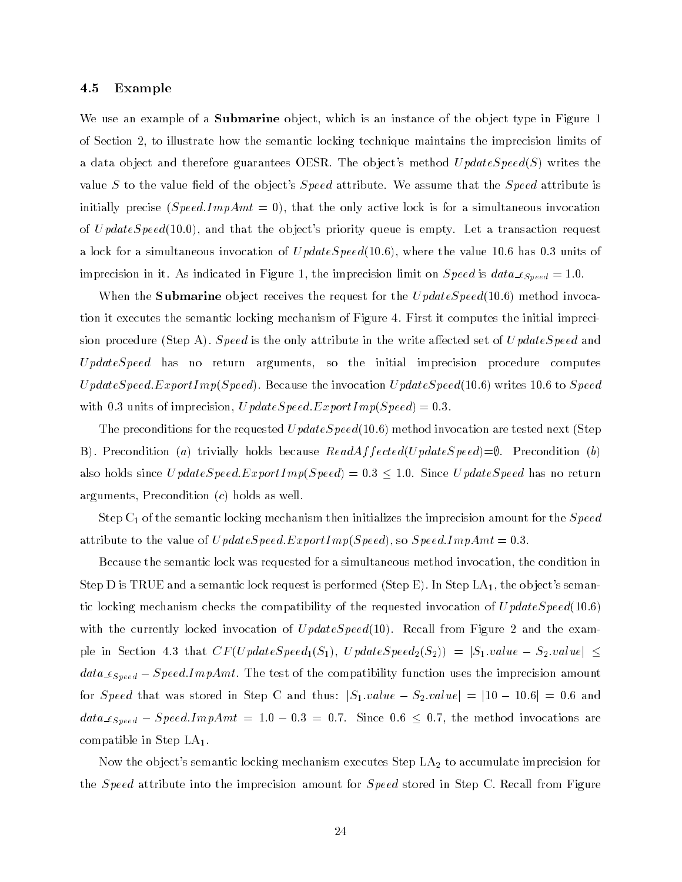### 4.5 Example

We use an example of a **Submarine** object, which is an instance of the object type in Figure 1 of Section 2, to illustrate how the semantic locking technique maintains the imprecision limits of a data object and therefore guarantees OESR. The object's method $UpdateSpeed(S)$ writes the value $S$ to the value field of the object's $Speed$ attribute. We assume that the $Speed$ attribute is initially precise ($Speed.ImpAmt = 0$), that the only active lock is for a simultaneous invocation of $UpdateSpeed(10.0)$, and that the object's priority queue is empty. Let a transaction request a lock for a simultaneous invocation of $UpdateSpeed(10.6)$, where the value 10.6 has 0.3 units of imprecision in it. As indicated in Figure 1, the imprecision limit on $Speed$ is $data\_\epsilon_{Speed} = 1.0$.

When the **Submarine** object receives the request for the $UpdateSpeed(10.6)$ method invocation it executes the semantic locking mechanism of Figure 4. First it computes the initial imprecision procedure (Step A). $Speed$ is the only attribute in the write affected set of $UpdateSpeed$ and $UpdateSpeed$ has no return arguments, so the initial imprecision procedure computes $UpdateSpeed.ExportImp(Speed)$. Because the invocation $UpdateSpeed(10.6)$ writes 10.6 to $Speed$ with 0.3 units of imprecision, $UpdateSpeed.ExportImp(Speed) = 0.3$.

The preconditions for the requested $UpdateSpeed(10.6)$ method invocation are tested next (Step B). Precondition ($a$) trivially holds because $ReadAffected(UpdateSpeed)=\emptyset$. Precondition ($b$) also holds since $UpdateSpeed.ExportImp(Speed) = 0.3 \leq 1.0$. Since $UpdateSpeed$ has no return arguments, Precondition ($c$) holds as well.

Step $C_1$ of the semantic locking mechanism then initializes the imprecision amount for the $Speed$ attribute to the value of $UpdateSpeed.ExportImp(Speed)$, so $Speed.ImpAmt = 0.3$.

Because the semantic lock was requested for a simultaneous method invocation, the condition in Step D is TRUE and a semantic lock request is performed (Step E). In Step $LA_1$, the object's semantic locking mechanism checks the compatibility of the requested invocation of $UpdateSpeed(10.6)$ with the currently locked invocation of $UpdateSpeed(10)$. Recall from Figure 2 and the example in Section 4.3 that $CF(UpdateSpeed_1(S_1),\ UpdateSpeed_2(S_2)) = |S_1.value - S_2.value| \leq data\_\epsilon_{Speed} - Speed.ImpAmt$. The test of the compatibility function uses the imprecision amount for $Speed$ that was stored in Step C and thus: $|S_1.value - S_2.value| = |10 - 10.6| = 0.6$ and $data\_\epsilon_{Speed} - Speed.ImpAmt = 1.0 - 0.3 = 0.7$. Since $0.6 \leq 0.7$, the method invocations are compatible in Step $LA_1$.

Now the object's semantic locking mechanism executes Step $LA_2$ to accumulate imprecision for the $Speed$ attribute into the imprecision amount for $Speed$ stored in Step C. Recall from Figure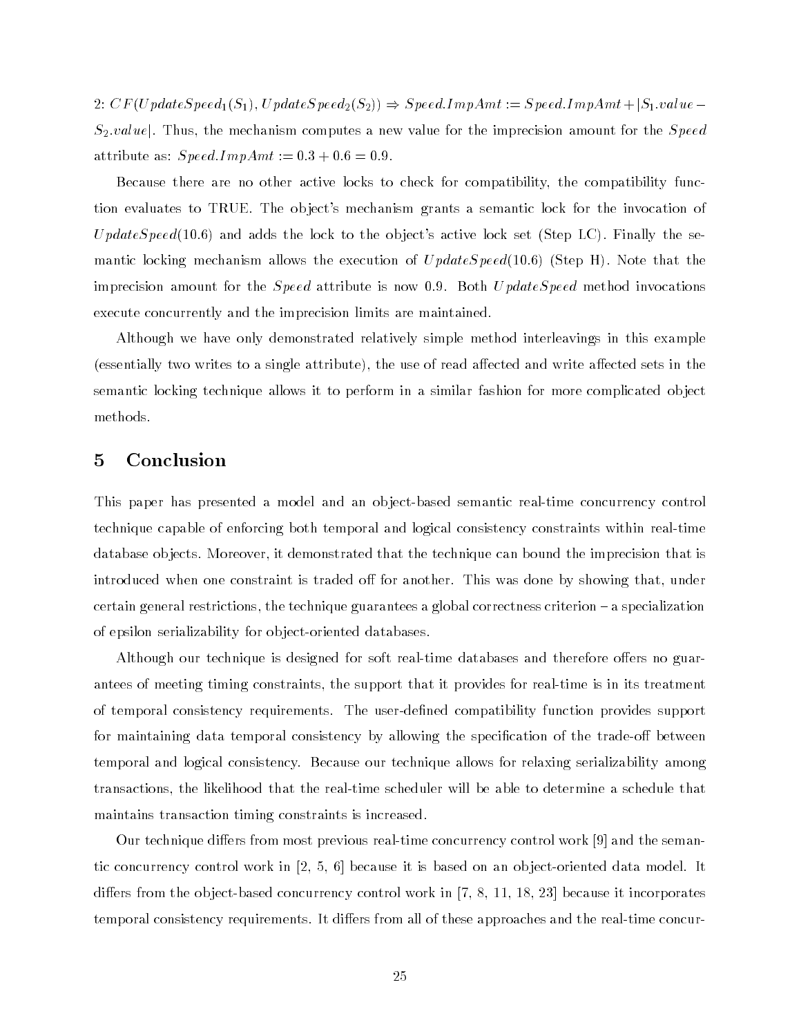2: $CF(UpdateSpeed_1(S_1), UpdateSpeed_2(S_2)) \Rightarrow Speed.ImpAmt := Speed.ImpAmt + |S_1.value - S_2.value|$. Thus, the mechanism computes a new value for the imprecision amount for the *Speed* attribute as: $Speed.ImpAmt := 0.3 + 0.6 = 0.9$.

Because there are no other active locks to check for compatibility, the compatibility function evaluates to TRUE. The object's mechanism grants a semantic lock for the invocation of $UpdateSpeed(10.6)$ and adds the lock to the object's active lock set (Step LC). Finally the semantic locking mechanism allows the execution of $UpdateSpeed(10.6)$ (Step H). Note that the imprecision amount for the *Speed* attribute is now 0.9. Both *UpdateSpeed* method invocations execute concurrently and the imprecision limits are maintained.

Although we have only demonstrated relatively simple method interleavings in this example (essentially two writes to a single attribute), the use of read affected and write affected sets in the semantic locking technique allows it to perform in a similar fashion for more complicated object methods.

## 5 Conclusion

This paper has presented a model and an object-based semantic real-time concurrency control technique capable of enforcing both temporal and logical consistency constraints within real-time database objects. Moreover, it demonstrated that the technique can bound the imprecision that is introduced when one constraint is traded off for another. This was done by showing that, under certain general restrictions, the technique guarantees a global correctness criterion – a specialization of epsilon serializability for object-oriented databases.

Although our technique is designed for soft real-time databases and therefore offers no guarantees of meeting timing constraints, the support that it provides for real-time is in its treatment of temporal consistency requirements. The user-defined compatibility function provides support for maintaining data temporal consistency by allowing the specification of the trade-off between temporal and logical consistency. Because our technique allows for relaxing serializability among transactions, the likelihood that the real-time scheduler will be able to determine a schedule that maintains transaction timing constraints is increased.

Our technique differs from most previous real-time concurrency control work [9] and the semantic concurrency control work in [2, 5, 6] because it is based on an object-oriented data model. It differs from the object-based concurrency control work in [7, 8, 11, 18, 23] because it incorporates temporal consistency requirements. It differs from all of these approaches and the real-time concur-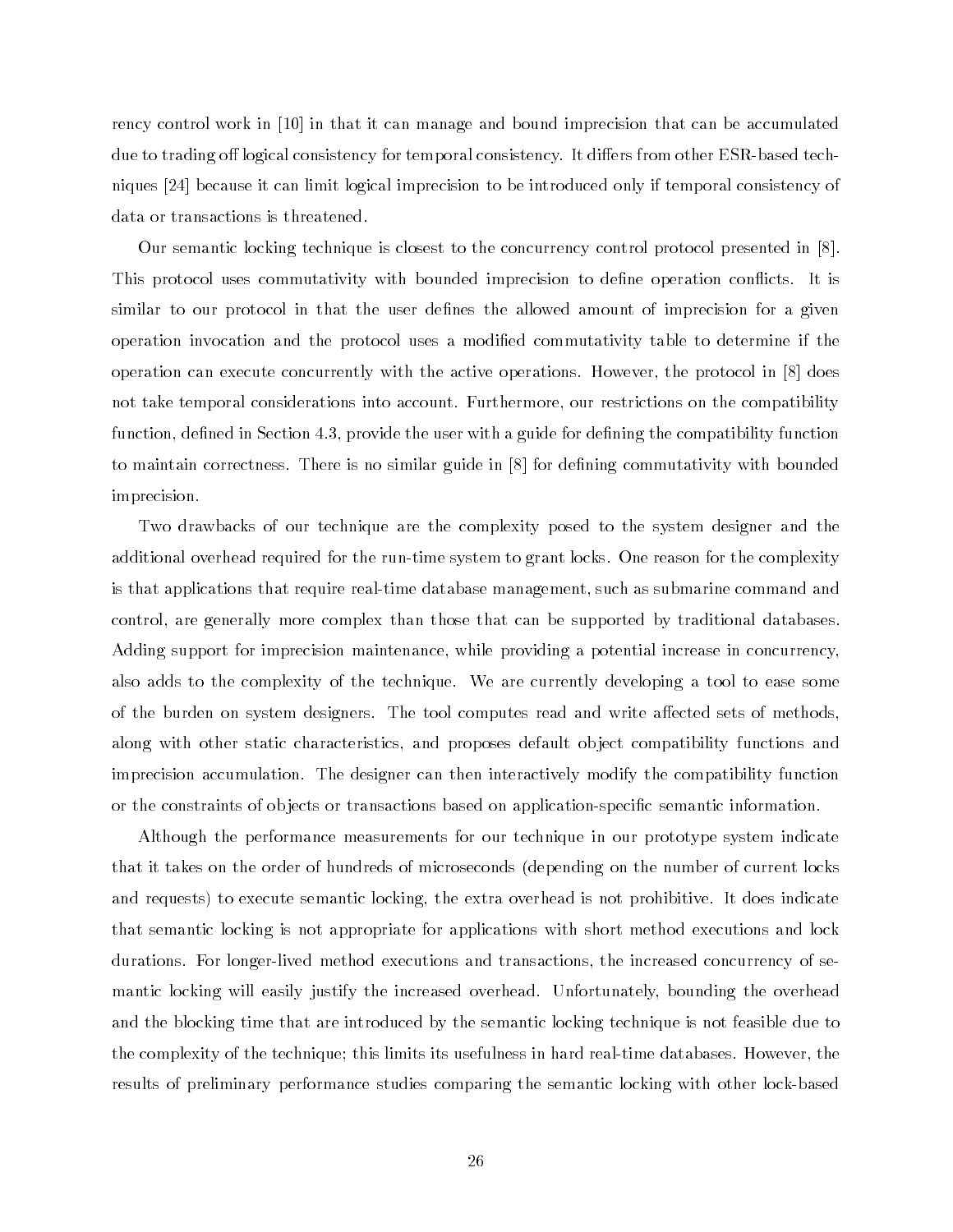rency control work in [10] in that it can manage and bound imprecision that can be accumulated due to trading off logical consistency for temporal consistency. It differs from other ESR-based techniques [24] because it can limit logical imprecision to be introduced only if temporal consistency of data or transactions is threatened.

Our semantic locking technique is closest to the concurrency control protocol presented in [8]. This protocol uses commutativity with bounded imprecision to define operation conflicts. It is similar to our protocol in that the user defines the allowed amount of imprecision for a given operation invocation and the protocol uses a modified commutativity table to determine if the operation can execute concurrently with the active operations. However, the protocol in [8] does not take temporal considerations into account. Furthermore, our restrictions on the compatibility function, defined in Section 4.3, provide the user with a guide for defining the compatibility function to maintain correctness. There is no similar guide in [8] for defining commutativity with bounded imprecision.

Two drawbacks of our technique are the complexity posed to the system designer and the additional overhead required for the run-time system to grant locks. One reason for the complexity is that applications that require real-time database management, such as submarine command and control, are generally more complex than those that can be supported by traditional databases. Adding support for imprecision maintenance, while providing a potential increase in concurrency, also adds to the complexity of the technique. We are currently developing a tool to ease some of the burden on system designers. The tool computes read and write affected sets of methods, along with other static characteristics, and proposes default object compatibility functions and imprecision accumulation. The designer can then interactively modify the compatibility function or the constraints of objects or transactions based on application-specific semantic information.

Although the performance measurements for our technique in our prototype system indicate that it takes on the order of hundreds of microseconds (depending on the number of current locks and requests) to execute semantic locking, the extra overhead is not prohibitive. It does indicate that semantic locking is not appropriate for applications with short method executions and lock durations. For longer-lived method executions and transactions, the increased concurrency of semantic locking will easily justify the increased overhead. Unfortunately, bounding the overhead and the blocking time that are introduced by the semantic locking technique is not feasible due to the complexity of the technique; this limits its usefulness in hard real-time databases. However, the results of preliminary performance studies comparing the semantic locking with other lock-based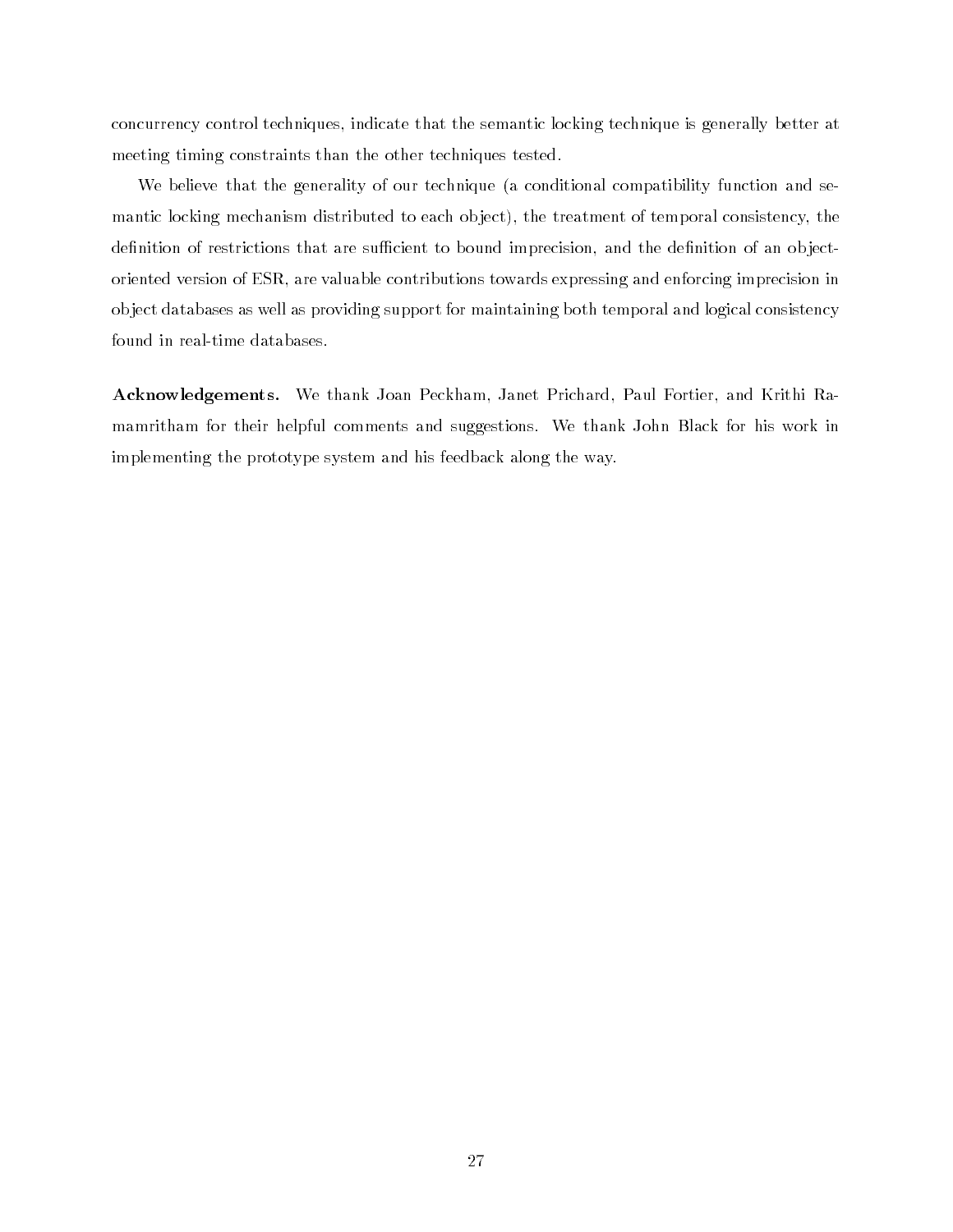concurrency control techniques, indicate that the semantic locking technique is generally better at meeting timing constraints than the other techniques tested.

We believe that the generality of our technique (a conditional compatibility function and semantic locking mechanism distributed to each object), the treatment of temporal consistency, the definition of restrictions that are sufficient to bound imprecision, and the definition of an object-oriented version of ESR, are valuable contributions towards expressing and enforcing imprecision in object databases as well as providing support for maintaining both temporal and logical consistency found in real-time databases.

**Acknowledgements.** We thank Joan Peckham, Janet Prichard, Paul Fortier, and Krithi Ramamritham for their helpful comments and suggestions. We thank John Black for his work in implementing the prototype system and his feedback along the way.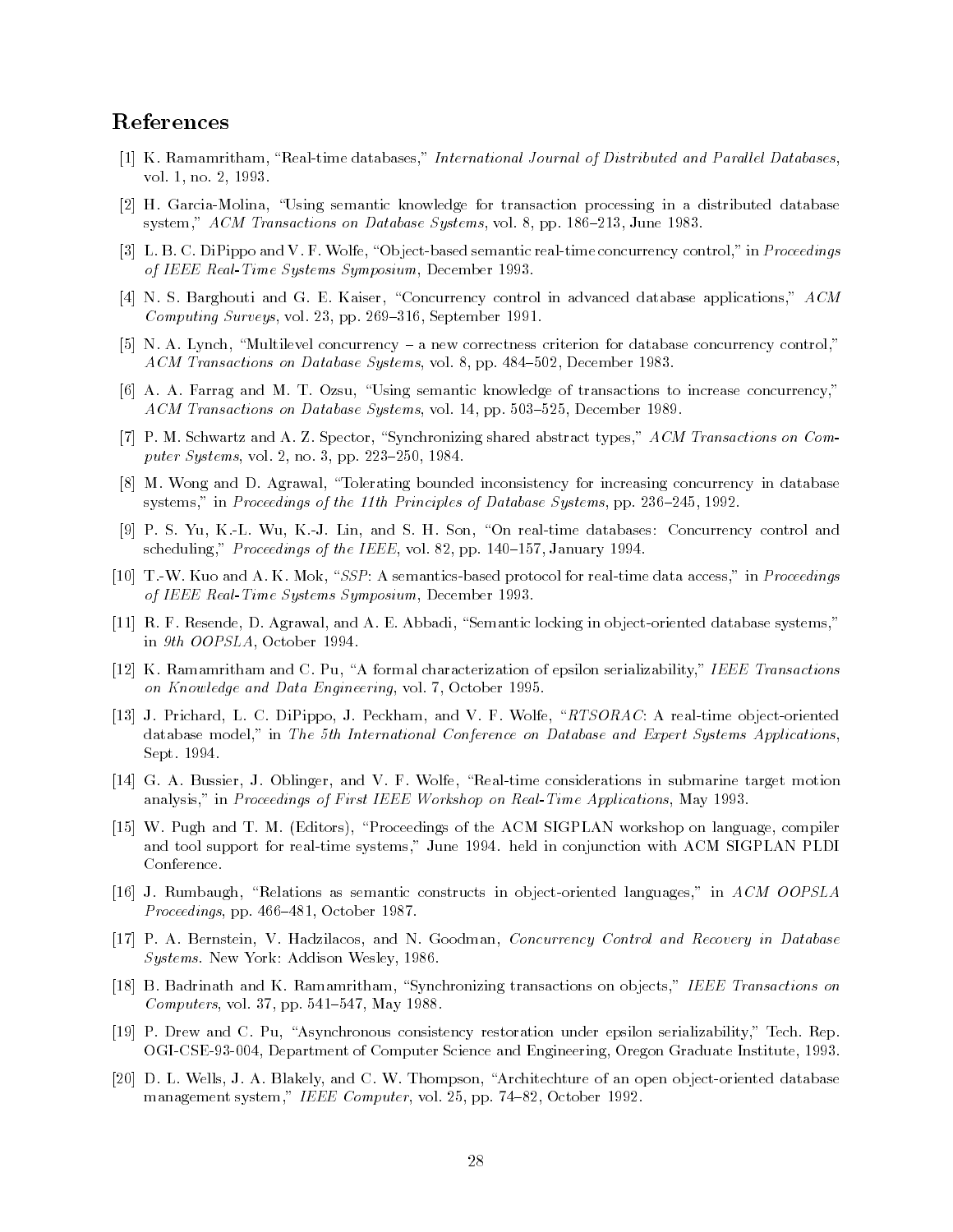## References

[1] K. Ramamritham, "Real-time databases," *International Journal of Distributed and Parallel Databases*, vol. 1, no. 2, 1993.

[2] H. Garcia-Molina, "Using semantic knowledge for transaction processing in a distributed database system," *ACM Transactions on Database Systems*, vol. 8, pp. 186–213, June 1983.

[3] L. B. C. DiPippo and V. F. Wolfe, "Object-based semantic real-time concurrency control," in *Proceedings of IEEE Real-Time Systems Symposium*, December 1993.

[4] N. S. Barghouti and G. E. Kaiser, "Concurrency control in advanced database applications," *ACM Computing Surveys*, vol. 23, pp. 269–316, September 1991.

[5] N. A. Lynch, "Multilevel concurrency – a new correctness criterion for database concurrency control," *ACM Transactions on Database Systems*, vol. 8, pp. 484–502, December 1983.

[6] A. A. Farrag and M. T. Ozsu, "Using semantic knowledge of transactions to increase concurrency," *ACM Transactions on Database Systems*, vol. 14, pp. 503–525, December 1989.

[7] P. M. Schwartz and A. Z. Spector, "Synchronizing shared abstract types," *ACM Transactions on Computer Systems*, vol. 2, no. 3, pp. 223–250, 1984.

[8] M. Wong and D. Agrawal, "Tolerating bounded inconsistency for increasing concurrency in database systems," in *Proceedings of the 11th Principles of Database Systems*, pp. 236–245, 1992.

[9] P. S. Yu, K.-L. Wu, K.-J. Lin, and S. H. Son, "On real-time databases: Concurrency control and scheduling," *Proceedings of the IEEE*, vol. 82, pp. 140–157, January 1994.

[10] T.-W. Kuo and A. K. Mok, "*SSP*: A semantics-based protocol for real-time data access," in *Proceedings of IEEE Real-Time Systems Symposium*, December 1993.

[11] R. F. Resende, D. Agrawal, and A. E. Abbadi, "Semantic locking in object-oriented database systems," in *9th OOPSLA*, October 1994.

[12] K. Ramamritham and C. Pu, "A formal characterization of epsilon serializability," *IEEE Transactions on Knowledge and Data Engineering*, vol. 7, October 1995.

[13] J. Prichard, L. C. DiPippo, J. Peckham, and V. F. Wolfe, "*RTSORAC*: A real-time object-oriented database model," in *The 5th International Conference on Database and Expert Systems Applications*, Sept. 1994.

[14] G. A. Bussier, J. Oblinger, and V. F. Wolfe, "Real-time considerations in submarine target motion analysis," in *Proceedings of First IEEE Workshop on Real-Time Applications*, May 1993.

[15] W. Pugh and T. M. (Editors), "Proceedings of the ACM SIGPLAN workshop on language, compiler and tool support for real-time systems," June 1994. held in conjunction with ACM SIGPLAN PLDI Conference.

[16] J. Rumbaugh, "Relations as semantic constructs in object-oriented languages," in *ACM OOPSLA Proceedings*, pp. 466–481, October 1987.

[17] P. A. Bernstein, V. Hadzilacos, and N. Goodman, *Concurrency Control and Recovery in Database Systems*. New York: Addison Wesley, 1986.

[18] B. Badrinath and K. Ramamritham, "Synchronizing transactions on objects," *IEEE Transactions on Computers*, vol. 37, pp. 541–547, May 1988.

[19] P. Drew and C. Pu, "Asynchronous consistency restoration under epsilon serializability," Tech. Rep. OGI-CSE-93-004, Department of Computer Science and Engineering, Oregon Graduate Institute, 1993.

[20] D. L. Wells, J. A. Blakely, and C. W. Thompson, "Architechture of an open object-oriented database management system," *IEEE Computer*, vol. 25, pp. 74–82, October 1992.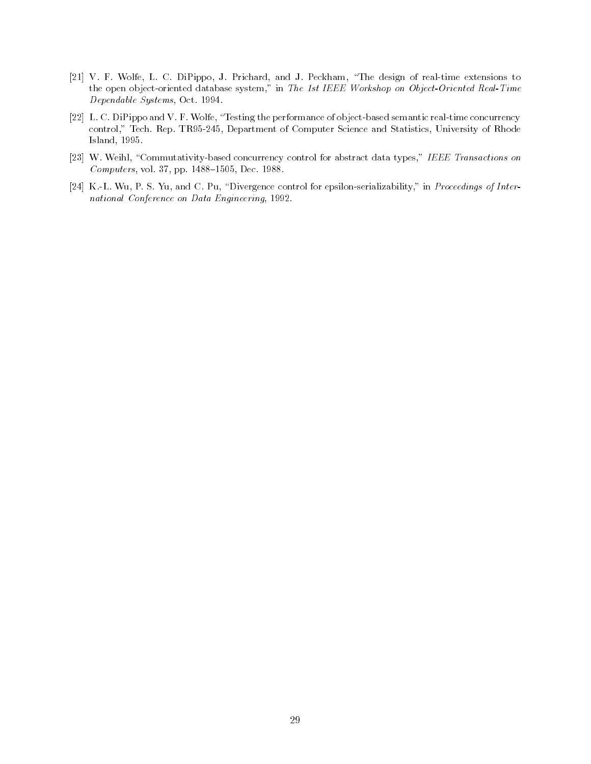[21] V. F. Wolfe, L. C. DiPippo, J. Prichard, and J. Peckham, "The design of real-time extensions to the open object-oriented database system," in *The 1st IEEE Workshop on Object-Oriented Real-Time Dependable Systems*, Oct. 1994.

[22] L. C. DiPippo and V. F. Wolfe, "Testing the performance of object-based semantic real-time concurrency control," Tech. Rep. TR95-245, Department of Computer Science and Statistics, University of Rhode Island, 1995.

[23] W. Weihl, "Commutativity-based concurrency control for abstract data types," *IEEE Transactions on Computers*, vol. 37, pp. 1488–1505, Dec. 1988.

[24] K.-L. Wu, P. S. Yu, and C. Pu, "Divergence control for epsilon-serializability," in *Proceedings of International Conference on Data Engineering*, 1992.